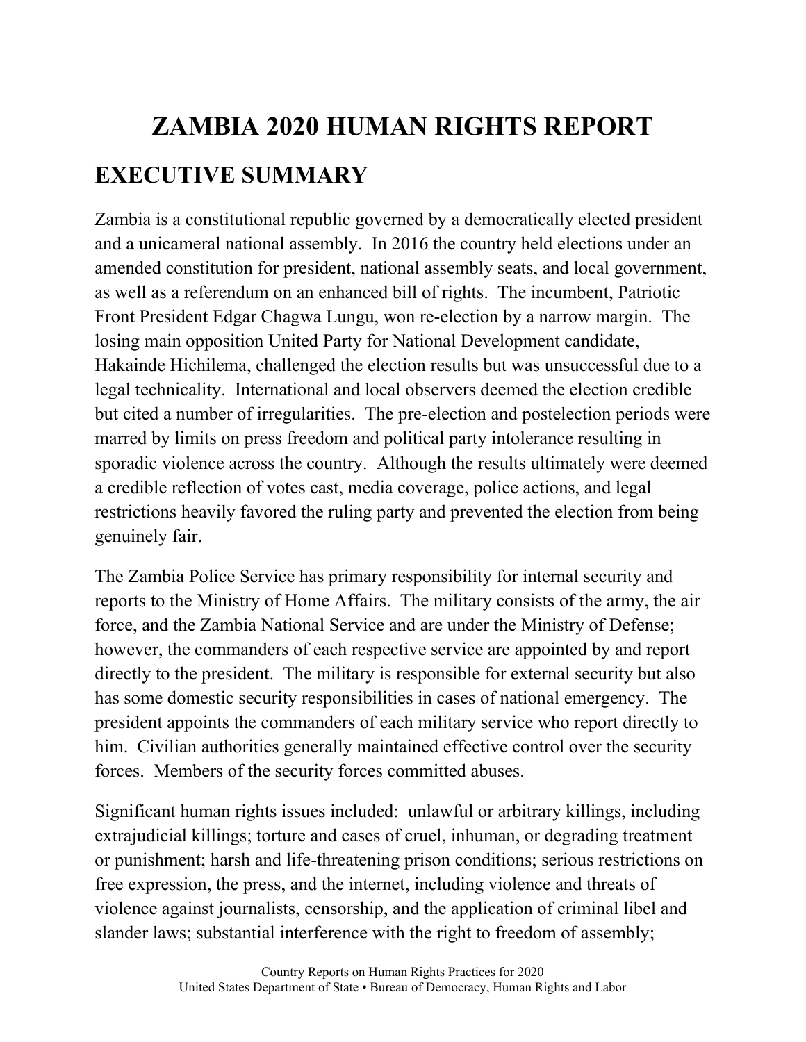# ZAMBIA 2020 HUMAN RIGHTS REPORT

## EXECUTIVE SUMMARY

Zambia is a constitutional republic governed by a democratically elected president and a unicameral national assembly. In 2016 the country held elections under an amended constitution for president, national assembly seats, and local government, as well as a referendum on an enhanced bill of rights. The incumbent, Patriotic Front President Edgar Chagwa Lungu, won re-election by a narrow margin. The losing main opposition United Party for National Development candidate, Hakainde Hichilema, challenged the election results but was unsuccessful due to a legal technicality. International and local observers deemed the election credible but cited a number of irregularities. The pre-election and postelection periods were marred by limits on press freedom and political party intolerance resulting in sporadic violence across the country. Although the results ultimately were deemed a credible reflection of votes cast, media coverage, police actions, and legal restrictions heavily favored the ruling party and prevented the election from being genuinely fair.

The Zambia Police Service has primary responsibility for internal security and reports to the Ministry of Home Affairs. The military consists of the army, the air force, and the Zambia National Service and are under the Ministry of Defense; however, the commanders of each respective service are appointed by and report directly to the president. The military is responsible for external security but also has some domestic security responsibilities in cases of national emergency. The president appoints the commanders of each military service who report directly to him. Civilian authorities generally maintained effective control over the security forces. Members of the security forces committed abuses.

Significant human rights issues included: unlawful or arbitrary killings, including extrajudicial killings; torture and cases of cruel, inhuman, or degrading treatment or punishment; harsh and life-threatening prison conditions; serious restrictions on free expression, the press, and the internet, including violence and threats of violence against journalists, censorship, and the application of criminal libel and slander laws; substantial interference with the right to freedom of assembly;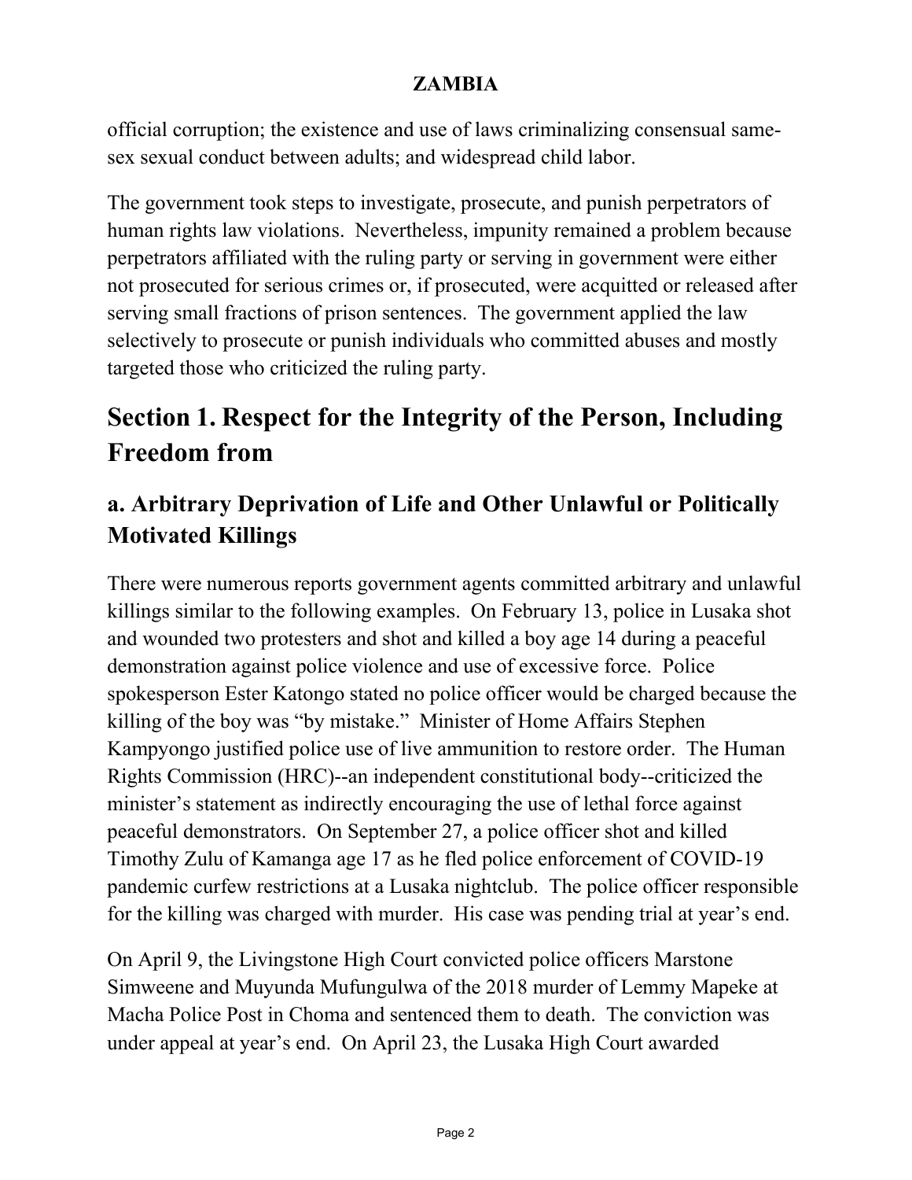official corruption; the existence and use of laws criminalizing consensual same-sex sexual conduct between adults; and widespread child labor.

The government took steps to investigate, prosecute, and punish perpetrators of human rights law violations. Nevertheless, impunity remained a problem because perpetrators affiliated with the ruling party or serving in government were either not prosecuted for serious crimes or, if prosecuted, were acquitted or released after serving small fractions of prison sentences. The government applied the law selectively to prosecute or punish individuals who committed abuses and mostly targeted those who criticized the ruling party.

# Section 1. Respect for the Integrity of the Person, Including Freedom from

## a. Arbitrary Deprivation of Life and Other Unlawful or Politically Motivated Killings

There were numerous reports government agents committed arbitrary and unlawful killings similar to the following examples. On February 13, police in Lusaka shot and wounded two protesters and shot and killed a boy age 14 during a peaceful demonstration against police violence and use of excessive force. Police spokesperson Ester Katongo stated no police officer would be charged because the killing of the boy was "by mistake." Minister of Home Affairs Stephen Kampyongo justified police use of live ammunition to restore order. The Human Rights Commission (HRC)--an independent constitutional body--criticized the minister's statement as indirectly encouraging the use of lethal force against peaceful demonstrators. On September 27, a police officer shot and killed Timothy Zulu of Kamanga age 17 as he fled police enforcement of COVID-19 pandemic curfew restrictions at a Lusaka nightclub. The police officer responsible for the killing was charged with murder. His case was pending trial at year's end.

On April 9, the Livingstone High Court convicted police officers Marstone Simweene and Muyunda Mufungulwa of the 2018 murder of Lemmy Mapeke at Macha Police Post in Choma and sentenced them to death. The conviction was under appeal at year's end. On April 23, the Lusaka High Court awarded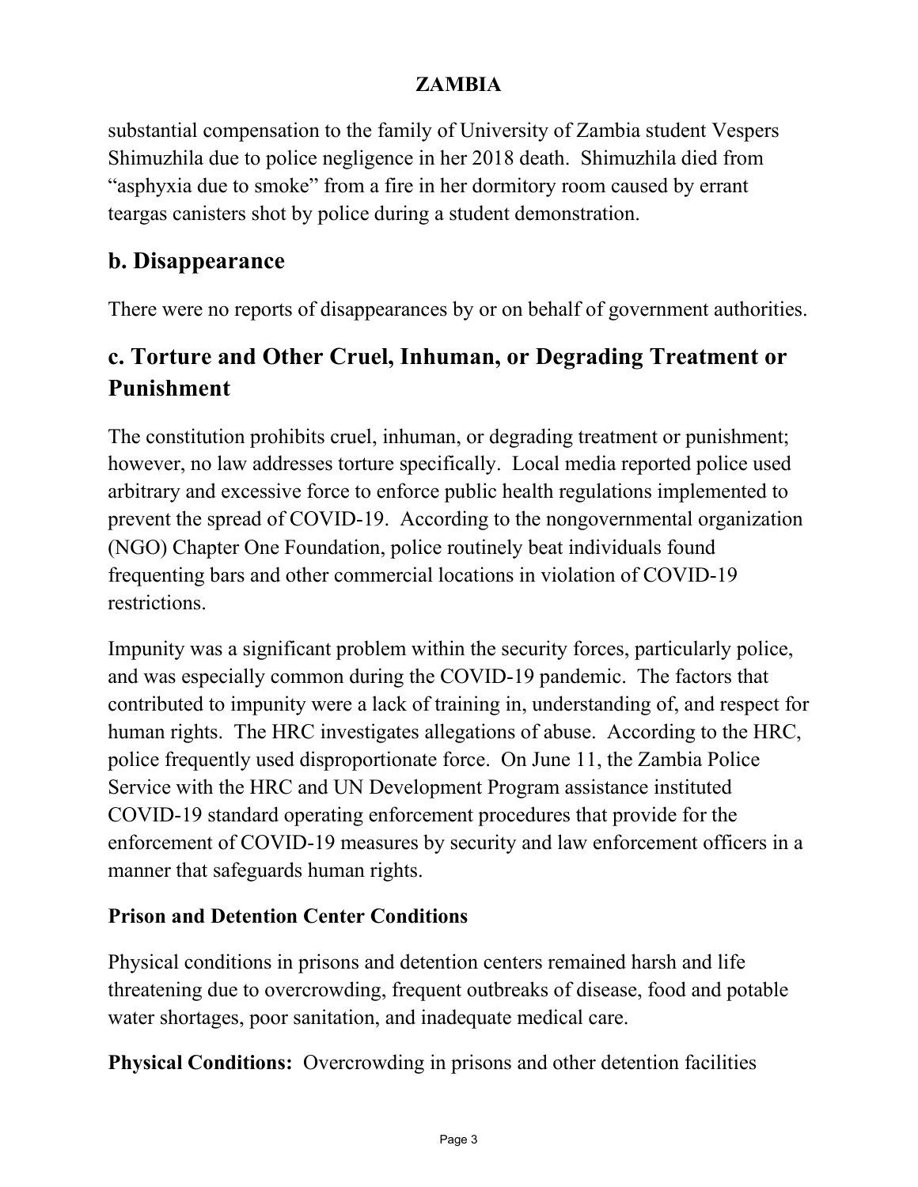substantial compensation to the family of University of Zambia student Vespers Shimuzhila due to police negligence in her 2018 death. Shimuzhila died from "asphyxia due to smoke" from a fire in her dormitory room caused by errant teargas canisters shot by police during a student demonstration.

## b. Disappearance

There were no reports of disappearances by or on behalf of government authorities.

## c. Torture and Other Cruel, Inhuman, or Degrading Treatment or Punishment

The constitution prohibits cruel, inhuman, or degrading treatment or punishment; however, no law addresses torture specifically. Local media reported police used arbitrary and excessive force to enforce public health regulations implemented to prevent the spread of COVID-19. According to the nongovernmental organization (NGO) Chapter One Foundation, police routinely beat individuals found frequenting bars and other commercial locations in violation of COVID-19 restrictions.

Impunity was a significant problem within the security forces, particularly police, and was especially common during the COVID-19 pandemic. The factors that contributed to impunity were a lack of training in, understanding of, and respect for human rights. The HRC investigates allegations of abuse. According to the HRC, police frequently used disproportionate force. On June 11, the Zambia Police Service with the HRC and UN Development Program assistance instituted COVID-19 standard operating enforcement procedures that provide for the enforcement of COVID-19 measures by security and law enforcement officers in a manner that safeguards human rights.

### Prison and Detention Center Conditions

Physical conditions in prisons and detention centers remained harsh and life threatening due to overcrowding, frequent outbreaks of disease, food and potable water shortages, poor sanitation, and inadequate medical care.

**Physical Conditions:** Overcrowding in prisons and other detention facilities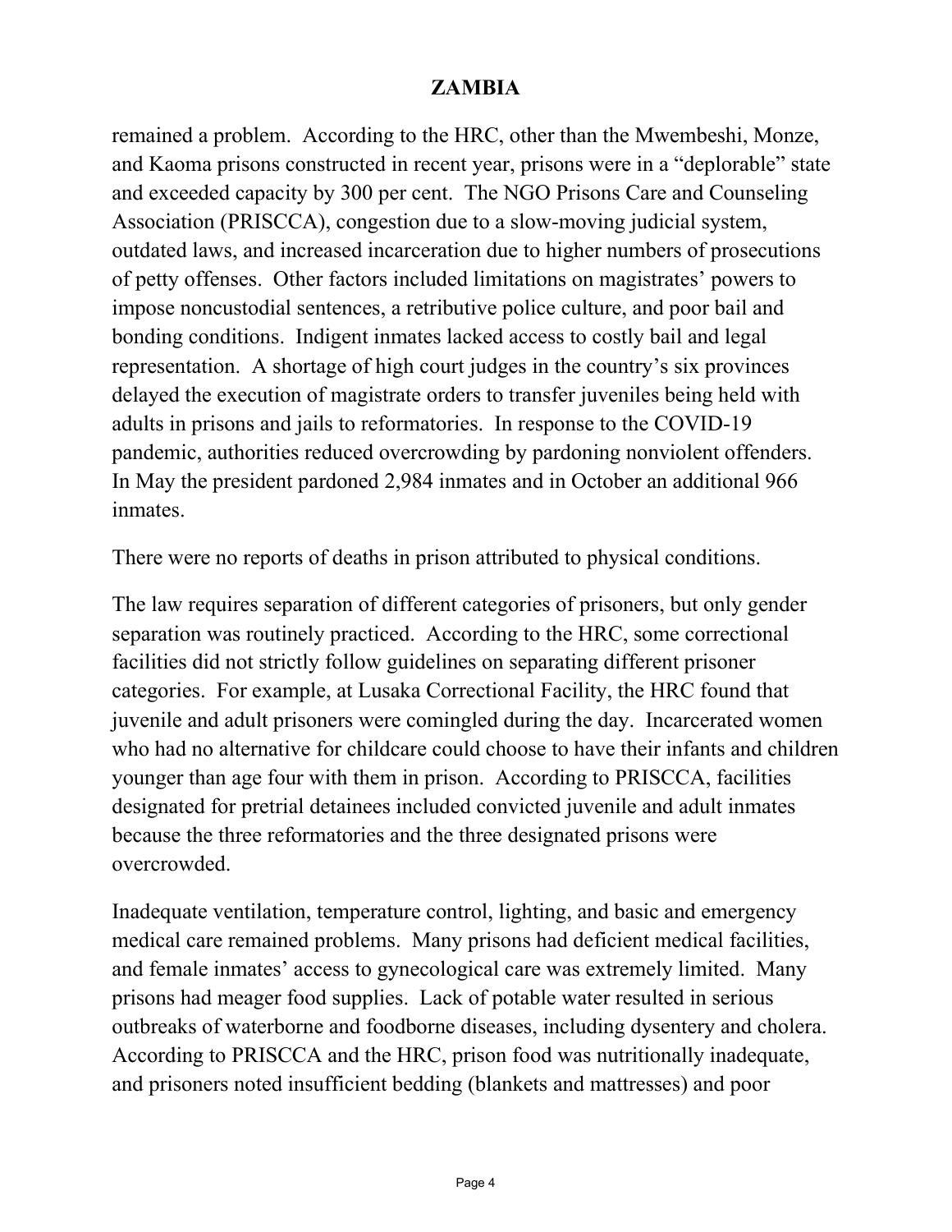remained a problem. According to the HRC, other than the Mwembeshi, Monze, and Kaoma prisons constructed in recent year, prisons were in a "deplorable" state and exceeded capacity by 300 per cent. The NGO Prisons Care and Counseling Association (PRISCCA), congestion due to a slow-moving judicial system, outdated laws, and increased incarceration due to higher numbers of prosecutions of petty offenses. Other factors included limitations on magistrates' powers to impose noncustodial sentences, a retributive police culture, and poor bail and bonding conditions. Indigent inmates lacked access to costly bail and legal representation. A shortage of high court judges in the country's six provinces delayed the execution of magistrate orders to transfer juveniles being held with adults in prisons and jails to reformatories. In response to the COVID-19 pandemic, authorities reduced overcrowding by pardoning nonviolent offenders. In May the president pardoned 2,984 inmates and in October an additional 966 inmates.

There were no reports of deaths in prison attributed to physical conditions.

The law requires separation of different categories of prisoners, but only gender separation was routinely practiced. According to the HRC, some correctional facilities did not strictly follow guidelines on separating different prisoner categories. For example, at Lusaka Correctional Facility, the HRC found that juvenile and adult prisoners were comingled during the day. Incarcerated women who had no alternative for childcare could choose to have their infants and children younger than age four with them in prison. According to PRISCCA, facilities designated for pretrial detainees included convicted juvenile and adult inmates because the three reformatories and the three designated prisons were overcrowded.

Inadequate ventilation, temperature control, lighting, and basic and emergency medical care remained problems. Many prisons had deficient medical facilities, and female inmates' access to gynecological care was extremely limited. Many prisons had meager food supplies. Lack of potable water resulted in serious outbreaks of waterborne and foodborne diseases, including dysentery and cholera. According to PRISCCA and the HRC, prison food was nutritionally inadequate, and prisoners noted insufficient bedding (blankets and mattresses) and poor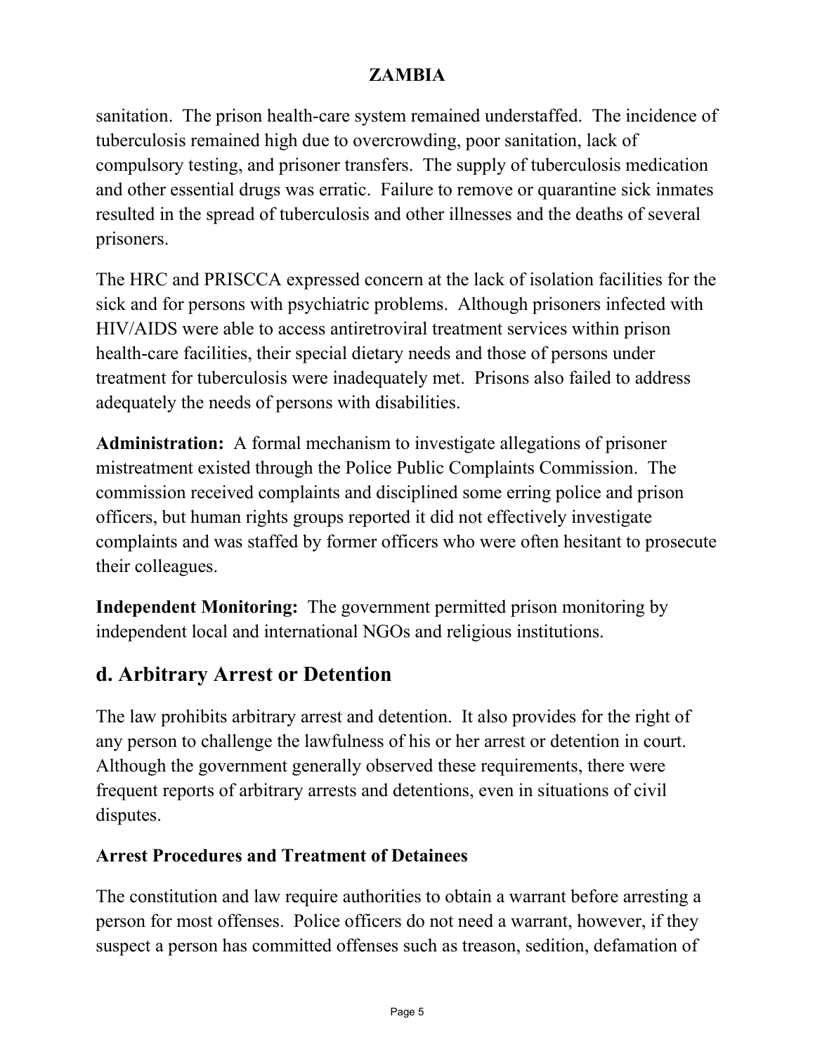sanitation. The prison health-care system remained understaffed. The incidence of tuberculosis remained high due to overcrowding, poor sanitation, lack of compulsory testing, and prisoner transfers. The supply of tuberculosis medication and other essential drugs was erratic. Failure to remove or quarantine sick inmates resulted in the spread of tuberculosis and other illnesses and the deaths of several prisoners.

The HRC and PRISCCA expressed concern at the lack of isolation facilities for the sick and for persons with psychiatric problems. Although prisoners infected with HIV/AIDS were able to access antiretroviral treatment services within prison health-care facilities, their special dietary needs and those of persons under treatment for tuberculosis were inadequately met. Prisons also failed to address adequately the needs of persons with disabilities.

**Administration:** A formal mechanism to investigate allegations of prisoner mistreatment existed through the Police Public Complaints Commission. The commission received complaints and disciplined some erring police and prison officers, but human rights groups reported it did not effectively investigate complaints and was staffed by former officers who were often hesitant to prosecute their colleagues.

**Independent Monitoring:** The government permitted prison monitoring by independent local and international NGOs and religious institutions.

## d. Arbitrary Arrest or Detention

The law prohibits arbitrary arrest and detention. It also provides for the right of any person to challenge the lawfulness of his or her arrest or detention in court. Although the government generally observed these requirements, there were frequent reports of arbitrary arrests and detentions, even in situations of civil disputes.

### Arrest Procedures and Treatment of Detainees

The constitution and law require authorities to obtain a warrant before arresting a person for most offenses. Police officers do not need a warrant, however, if they suspect a person has committed offenses such as treason, sedition, defamation of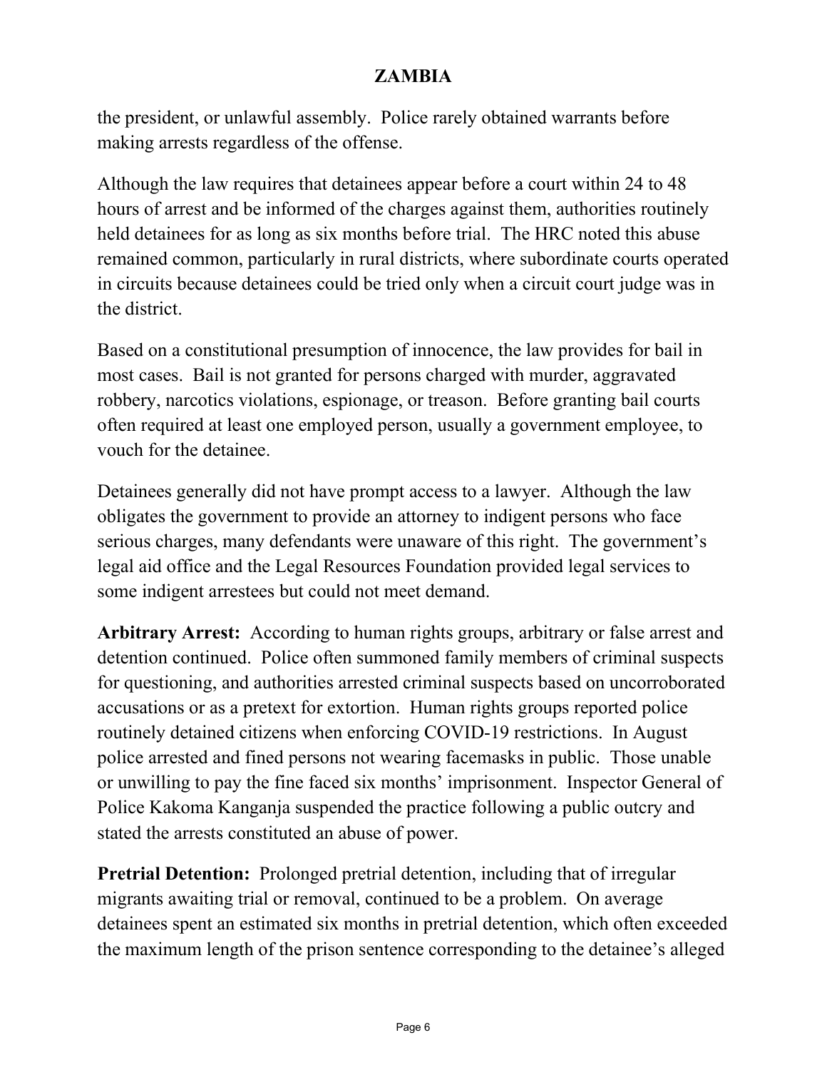the president, or unlawful assembly. Police rarely obtained warrants before making arrests regardless of the offense.

Although the law requires that detainees appear before a court within 24 to 48 hours of arrest and be informed of the charges against them, authorities routinely held detainees for as long as six months before trial. The HRC noted this abuse remained common, particularly in rural districts, where subordinate courts operated in circuits because detainees could be tried only when a circuit court judge was in the district.

Based on a constitutional presumption of innocence, the law provides for bail in most cases. Bail is not granted for persons charged with murder, aggravated robbery, narcotics violations, espionage, or treason. Before granting bail courts often required at least one employed person, usually a government employee, to vouch for the detainee.

Detainees generally did not have prompt access to a lawyer. Although the law obligates the government to provide an attorney to indigent persons who face serious charges, many defendants were unaware of this right. The government's legal aid office and the Legal Resources Foundation provided legal services to some indigent arrestees but could not meet demand.

**Arbitrary Arrest:** According to human rights groups, arbitrary or false arrest and detention continued. Police often summoned family members of criminal suspects for questioning, and authorities arrested criminal suspects based on uncorroborated accusations or as a pretext for extortion. Human rights groups reported police routinely detained citizens when enforcing COVID-19 restrictions. In August police arrested and fined persons not wearing facemasks in public. Those unable or unwilling to pay the fine faced six months' imprisonment. Inspector General of Police Kakoma Kanganja suspended the practice following a public outcry and stated the arrests constituted an abuse of power.

**Pretrial Detention:** Prolonged pretrial detention, including that of irregular migrants awaiting trial or removal, continued to be a problem. On average detainees spent an estimated six months in pretrial detention, which often exceeded the maximum length of the prison sentence corresponding to the detainee's alleged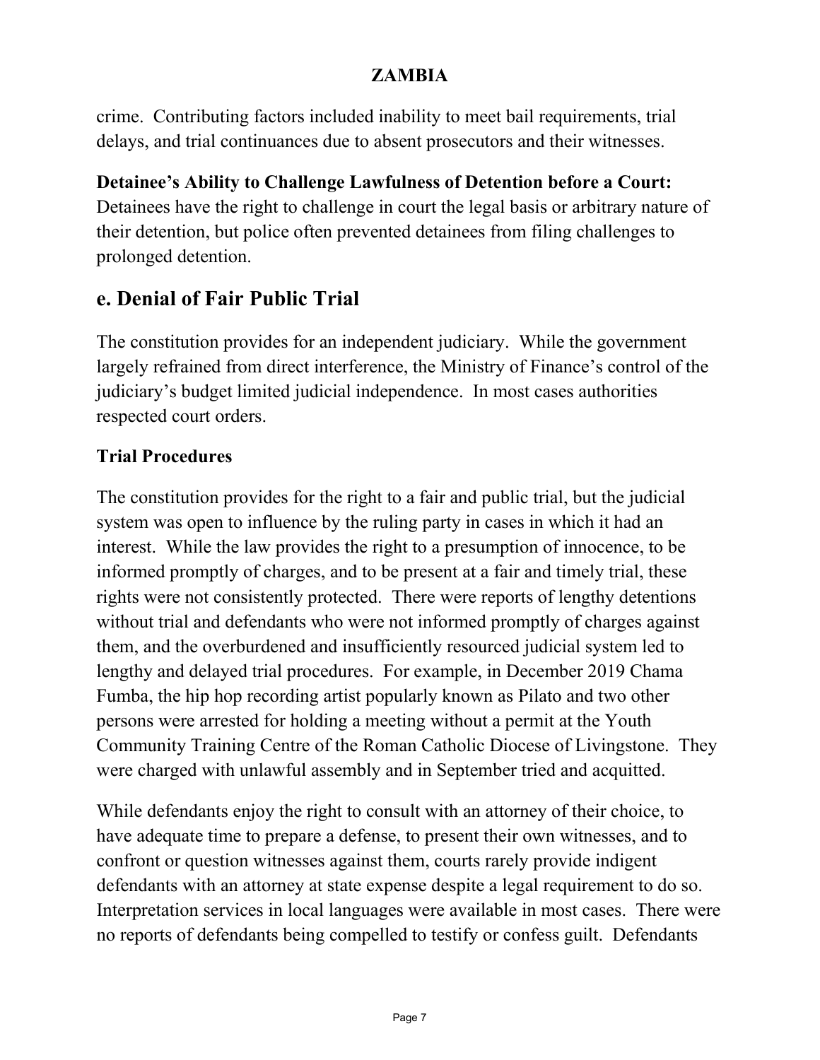crime. Contributing factors included inability to meet bail requirements, trial delays, and trial continuances due to absent prosecutors and their witnesses.

**Detainee's Ability to Challenge Lawfulness of Detention before a Court:** Detainees have the right to challenge in court the legal basis or arbitrary nature of their detention, but police often prevented detainees from filing challenges to prolonged detention.

## e. Denial of Fair Public Trial

The constitution provides for an independent judiciary. While the government largely refrained from direct interference, the Ministry of Finance's control of the judiciary's budget limited judicial independence. In most cases authorities respected court orders.

### Trial Procedures

The constitution provides for the right to a fair and public trial, but the judicial system was open to influence by the ruling party in cases in which it had an interest. While the law provides the right to a presumption of innocence, to be informed promptly of charges, and to be present at a fair and timely trial, these rights were not consistently protected. There were reports of lengthy detentions without trial and defendants who were not informed promptly of charges against them, and the overburdened and insufficiently resourced judicial system led to lengthy and delayed trial procedures. For example, in December 2019 Chama Fumba, the hip hop recording artist popularly known as Pilato and two other persons were arrested for holding a meeting without a permit at the Youth Community Training Centre of the Roman Catholic Diocese of Livingstone. They were charged with unlawful assembly and in September tried and acquitted.

While defendants enjoy the right to consult with an attorney of their choice, to have adequate time to prepare a defense, to present their own witnesses, and to confront or question witnesses against them, courts rarely provide indigent defendants with an attorney at state expense despite a legal requirement to do so. Interpretation services in local languages were available in most cases. There were no reports of defendants being compelled to testify or confess guilt. Defendants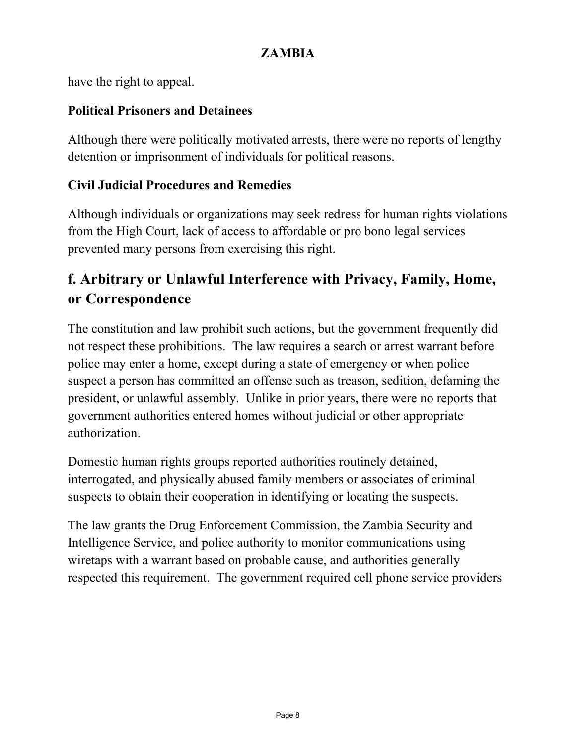have the right to appeal.

**Political Prisoners and Detainees**

Although there were politically motivated arrests, there were no reports of lengthy detention or imprisonment of individuals for political reasons.

**Civil Judicial Procedures and Remedies**

Although individuals or organizations may seek redress for human rights violations from the High Court, lack of access to affordable or pro bono legal services prevented many persons from exercising this right.

## f. Arbitrary or Unlawful Interference with Privacy, Family, Home, or Correspondence

The constitution and law prohibit such actions, but the government frequently did not respect these prohibitions. The law requires a search or arrest warrant before police may enter a home, except during a state of emergency or when police suspect a person has committed an offense such as treason, sedition, defaming the president, or unlawful assembly. Unlike in prior years, there were no reports that government authorities entered homes without judicial or other appropriate authorization.

Domestic human rights groups reported authorities routinely detained, interrogated, and physically abused family members or associates of criminal suspects to obtain their cooperation in identifying or locating the suspects.

The law grants the Drug Enforcement Commission, the Zambia Security and Intelligence Service, and police authority to monitor communications using wiretaps with a warrant based on probable cause, and authorities generally respected this requirement. The government required cell phone service providers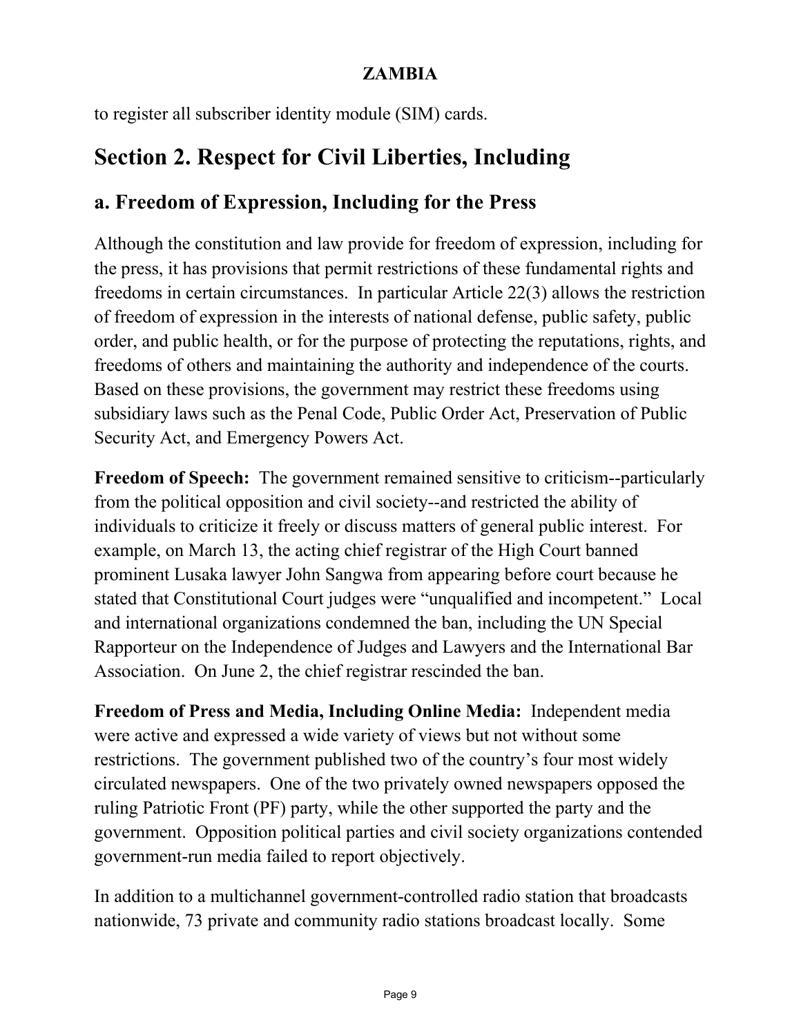to register all subscriber identity module (SIM) cards.

## Section 2. Respect for Civil Liberties, Including

### a. Freedom of Expression, Including for the Press

Although the constitution and law provide for freedom of expression, including for the press, it has provisions that permit restrictions of these fundamental rights and freedoms in certain circumstances. In particular Article 22(3) allows the restriction of freedom of expression in the interests of national defense, public safety, public order, and public health, or for the purpose of protecting the reputations, rights, and freedoms of others and maintaining the authority and independence of the courts. Based on these provisions, the government may restrict these freedoms using subsidiary laws such as the Penal Code, Public Order Act, Preservation of Public Security Act, and Emergency Powers Act.

**Freedom of Speech:** The government remained sensitive to criticism--particularly from the political opposition and civil society--and restricted the ability of individuals to criticize it freely or discuss matters of general public interest. For example, on March 13, the acting chief registrar of the High Court banned prominent Lusaka lawyer John Sangwa from appearing before court because he stated that Constitutional Court judges were "unqualified and incompetent." Local and international organizations condemned the ban, including the UN Special Rapporteur on the Independence of Judges and Lawyers and the International Bar Association. On June 2, the chief registrar rescinded the ban.

**Freedom of Press and Media, Including Online Media:** Independent media were active and expressed a wide variety of views but not without some restrictions. The government published two of the country's four most widely circulated newspapers. One of the two privately owned newspapers opposed the ruling Patriotic Front (PF) party, while the other supported the party and the government. Opposition political parties and civil society organizations contended government-run media failed to report objectively.

In addition to a multichannel government-controlled radio station that broadcasts nationwide, 73 private and community radio stations broadcast locally. Some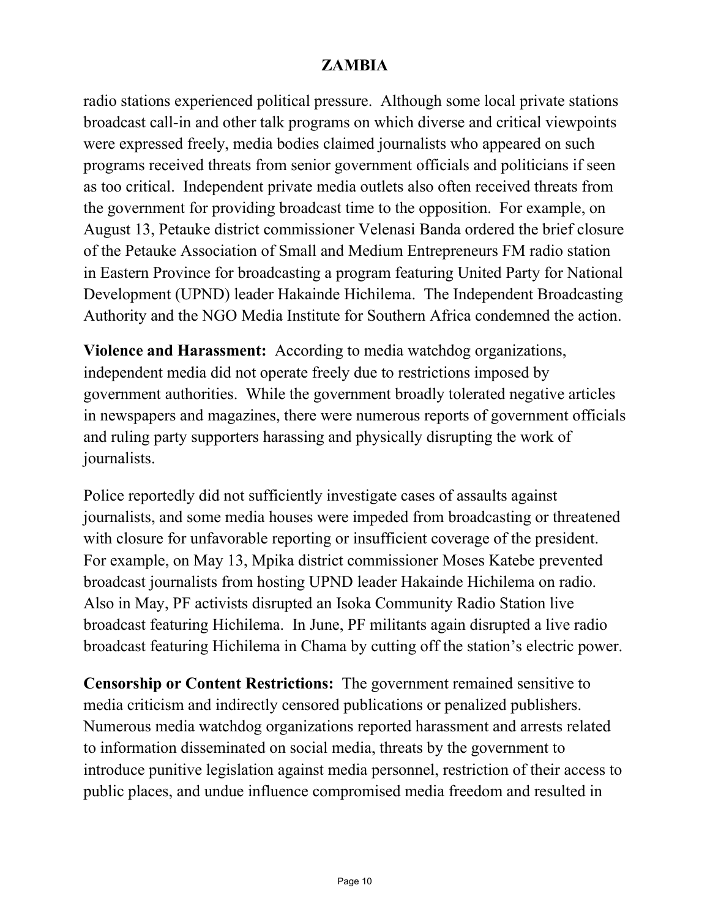radio stations experienced political pressure. Although some local private stations broadcast call-in and other talk programs on which diverse and critical viewpoints were expressed freely, media bodies claimed journalists who appeared on such programs received threats from senior government officials and politicians if seen as too critical. Independent private media outlets also often received threats from the government for providing broadcast time to the opposition. For example, on August 13, Petauke district commissioner Velenasi Banda ordered the brief closure of the Petauke Association of Small and Medium Entrepreneurs FM radio station in Eastern Province for broadcasting a program featuring United Party for National Development (UPND) leader Hakainde Hichilema. The Independent Broadcasting Authority and the NGO Media Institute for Southern Africa condemned the action.

**Violence and Harassment:** According to media watchdog organizations, independent media did not operate freely due to restrictions imposed by government authorities. While the government broadly tolerated negative articles in newspapers and magazines, there were numerous reports of government officials and ruling party supporters harassing and physically disrupting the work of journalists.

Police reportedly did not sufficiently investigate cases of assaults against journalists, and some media houses were impeded from broadcasting or threatened with closure for unfavorable reporting or insufficient coverage of the president. For example, on May 13, Mpika district commissioner Moses Katebe prevented broadcast journalists from hosting UPND leader Hakainde Hichilema on radio. Also in May, PF activists disrupted an Isoka Community Radio Station live broadcast featuring Hichilema. In June, PF militants again disrupted a live radio broadcast featuring Hichilema in Chama by cutting off the station's electric power.

**Censorship or Content Restrictions:** The government remained sensitive to media criticism and indirectly censored publications or penalized publishers. Numerous media watchdog organizations reported harassment and arrests related to information disseminated on social media, threats by the government to introduce punitive legislation against media personnel, restriction of their access to public places, and undue influence compromised media freedom and resulted in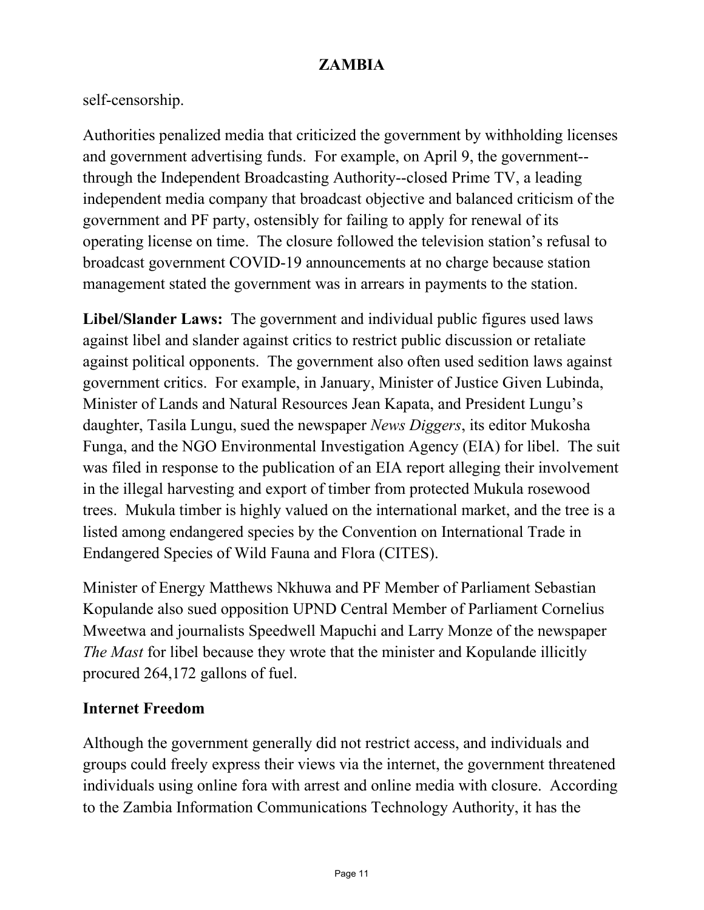self-censorship.

Authorities penalized media that criticized the government by withholding licenses and government advertising funds. For example, on April 9, the government--through the Independent Broadcasting Authority--closed Prime TV, a leading independent media company that broadcast objective and balanced criticism of the government and PF party, ostensibly for failing to apply for renewal of its operating license on time. The closure followed the television station's refusal to broadcast government COVID-19 announcements at no charge because station management stated the government was in arrears in payments to the station.

**Libel/Slander Laws:** The government and individual public figures used laws against libel and slander against critics to restrict public discussion or retaliate against political opponents. The government also often used sedition laws against government critics. For example, in January, Minister of Justice Given Lubinda, Minister of Lands and Natural Resources Jean Kapata, and President Lungu's daughter, Tasila Lungu, sued the newspaper *News Diggers*, its editor Mukosha Funga, and the NGO Environmental Investigation Agency (EIA) for libel. The suit was filed in response to the publication of an EIA report alleging their involvement in the illegal harvesting and export of timber from protected Mukula rosewood trees. Mukula timber is highly valued on the international market, and the tree is a listed among endangered species by the Convention on International Trade in Endangered Species of Wild Fauna and Flora (CITES).

Minister of Energy Matthews Nkhuwa and PF Member of Parliament Sebastian Kopulande also sued opposition UPND Central Member of Parliament Cornelius Mweetwa and journalists Speedwell Mapuchi and Larry Monze of the newspaper *The Mast* for libel because they wrote that the minister and Kopulande illicitly procured 264,172 gallons of fuel.

## Internet Freedom

Although the government generally did not restrict access, and individuals and groups could freely express their views via the internet, the government threatened individuals using online fora with arrest and online media with closure. According to the Zambia Information Communications Technology Authority, it has the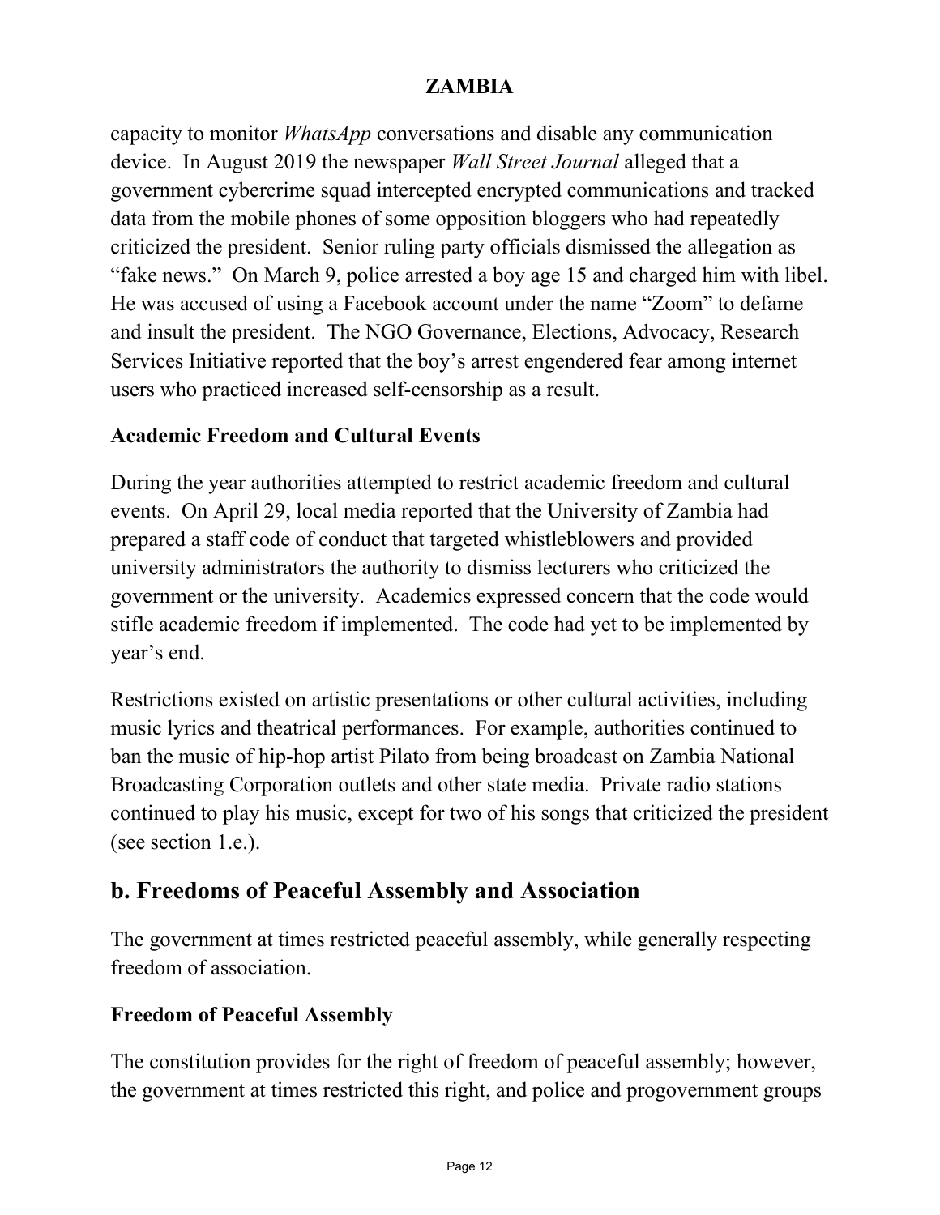capacity to monitor *WhatsApp* conversations and disable any communication device. In August 2019 the newspaper *Wall Street Journal* alleged that a government cybercrime squad intercepted encrypted communications and tracked data from the mobile phones of some opposition bloggers who had repeatedly criticized the president. Senior ruling party officials dismissed the allegation as "fake news." On March 9, police arrested a boy age 15 and charged him with libel. He was accused of using a Facebook account under the name "Zoom" to defame and insult the president. The NGO Governance, Elections, Advocacy, Research Services Initiative reported that the boy's arrest engendered fear among internet users who practiced increased self-censorship as a result.

**Academic Freedom and Cultural Events**

During the year authorities attempted to restrict academic freedom and cultural events. On April 29, local media reported that the University of Zambia had prepared a staff code of conduct that targeted whistleblowers and provided university administrators the authority to dismiss lecturers who criticized the government or the university. Academics expressed concern that the code would stifle academic freedom if implemented. The code had yet to be implemented by year's end.

Restrictions existed on artistic presentations or other cultural activities, including music lyrics and theatrical performances. For example, authorities continued to ban the music of hip-hop artist Pilato from being broadcast on Zambia National Broadcasting Corporation outlets and other state media. Private radio stations continued to play his music, except for two of his songs that criticized the president (see section 1.e.).

## b. Freedoms of Peaceful Assembly and Association

The government at times restricted peaceful assembly, while generally respecting freedom of association.

**Freedom of Peaceful Assembly**

The constitution provides for the right of freedom of peaceful assembly; however, the government at times restricted this right, and police and progovernment groups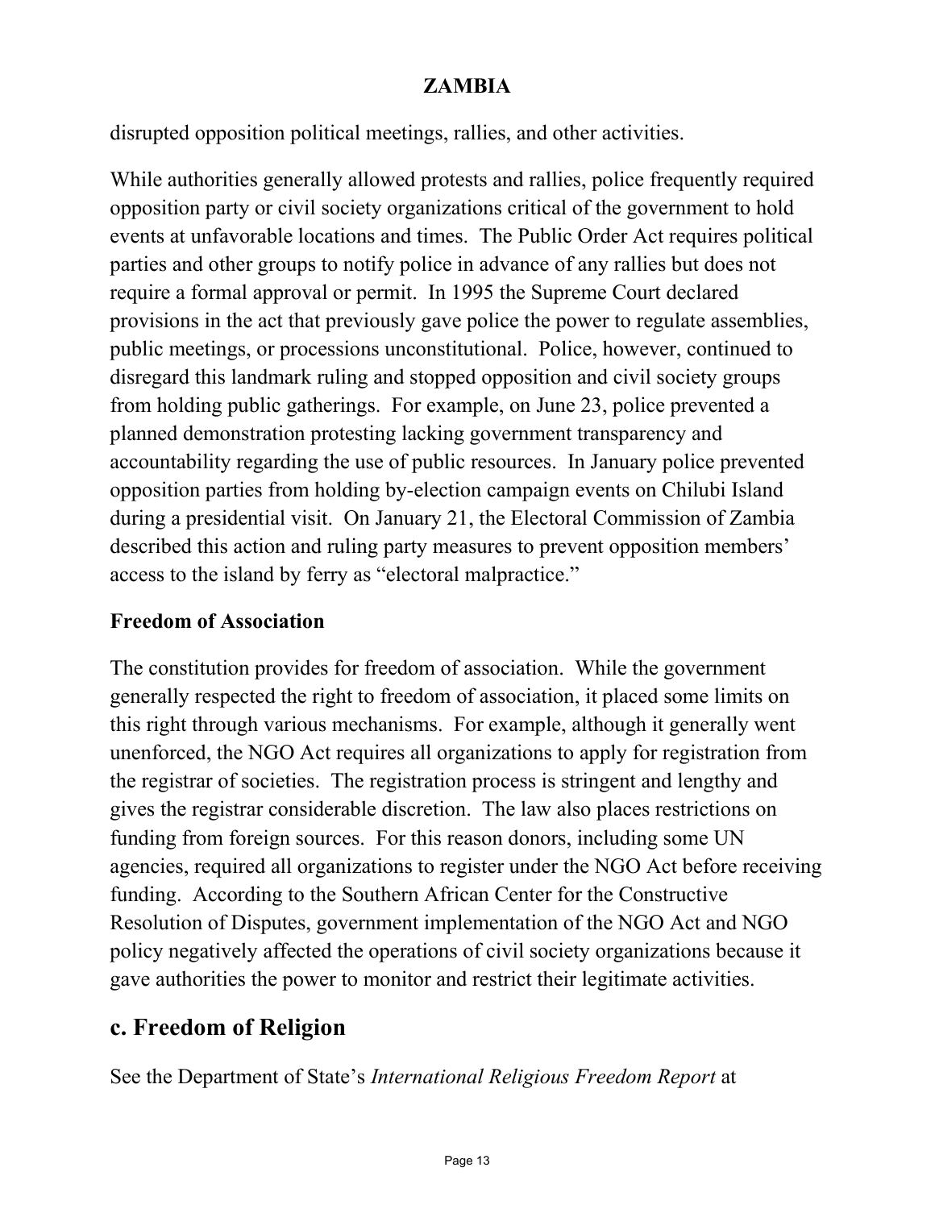disrupted opposition political meetings, rallies, and other activities.

While authorities generally allowed protests and rallies, police frequently required opposition party or civil society organizations critical of the government to hold events at unfavorable locations and times. The Public Order Act requires political parties and other groups to notify police in advance of any rallies but does not require a formal approval or permit. In 1995 the Supreme Court declared provisions in the act that previously gave police the power to regulate assemblies, public meetings, or processions unconstitutional. Police, however, continued to disregard this landmark ruling and stopped opposition and civil society groups from holding public gatherings. For example, on June 23, police prevented a planned demonstration protesting lacking government transparency and accountability regarding the use of public resources. In January police prevented opposition parties from holding by-election campaign events on Chilubi Island during a presidential visit. On January 21, the Electoral Commission of Zambia described this action and ruling party measures to prevent opposition members' access to the island by ferry as "electoral malpractice."

### Freedom of Association

The constitution provides for freedom of association. While the government generally respected the right to freedom of association, it placed some limits on this right through various mechanisms. For example, although it generally went unenforced, the NGO Act requires all organizations to apply for registration from the registrar of societies. The registration process is stringent and lengthy and gives the registrar considerable discretion. The law also places restrictions on funding from foreign sources. For this reason donors, including some UN agencies, required all organizations to register under the NGO Act before receiving funding. According to the Southern African Center for the Constructive Resolution of Disputes, government implementation of the NGO Act and NGO policy negatively affected the operations of civil society organizations because it gave authorities the power to monitor and restrict their legitimate activities.

## c. Freedom of Religion

See the Department of State's *International Religious Freedom Report* at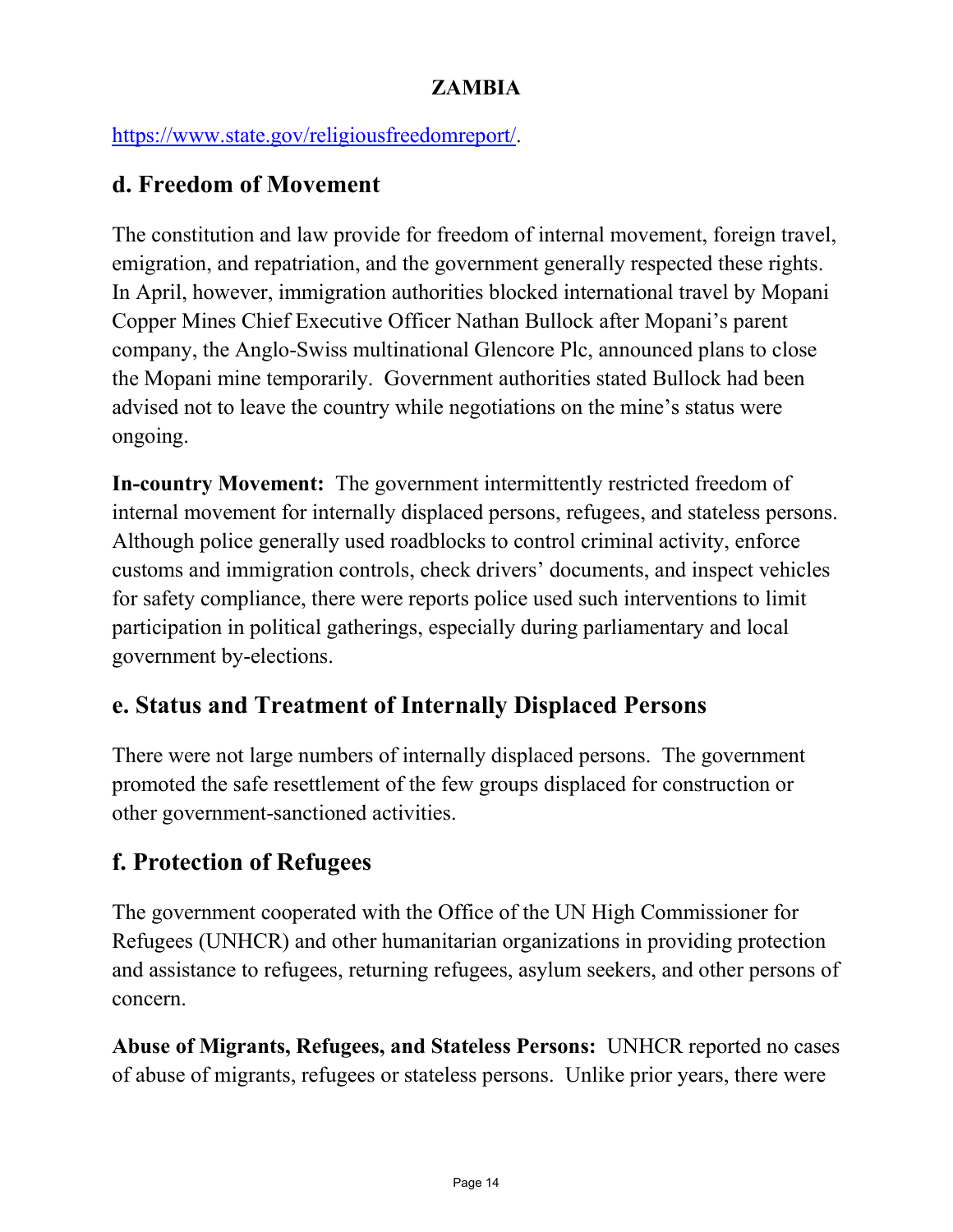https://www.state.gov/religiousfreedomreport/.

## d. Freedom of Movement

The constitution and law provide for freedom of internal movement, foreign travel, emigration, and repatriation, and the government generally respected these rights. In April, however, immigration authorities blocked international travel by Mopani Copper Mines Chief Executive Officer Nathan Bullock after Mopani's parent company, the Anglo-Swiss multinational Glencore Plc, announced plans to close the Mopani mine temporarily. Government authorities stated Bullock had been advised not to leave the country while negotiations on the mine's status were ongoing.

**In-country Movement:** The government intermittently restricted freedom of internal movement for internally displaced persons, refugees, and stateless persons. Although police generally used roadblocks to control criminal activity, enforce customs and immigration controls, check drivers' documents, and inspect vehicles for safety compliance, there were reports police used such interventions to limit participation in political gatherings, especially during parliamentary and local government by-elections.

## e. Status and Treatment of Internally Displaced Persons

There were not large numbers of internally displaced persons. The government promoted the safe resettlement of the few groups displaced for construction or other government-sanctioned activities.

## f. Protection of Refugees

The government cooperated with the Office of the UN High Commissioner for Refugees (UNHCR) and other humanitarian organizations in providing protection and assistance to refugees, returning refugees, asylum seekers, and other persons of concern.

**Abuse of Migrants, Refugees, and Stateless Persons:** UNHCR reported no cases of abuse of migrants, refugees or stateless persons. Unlike prior years, there were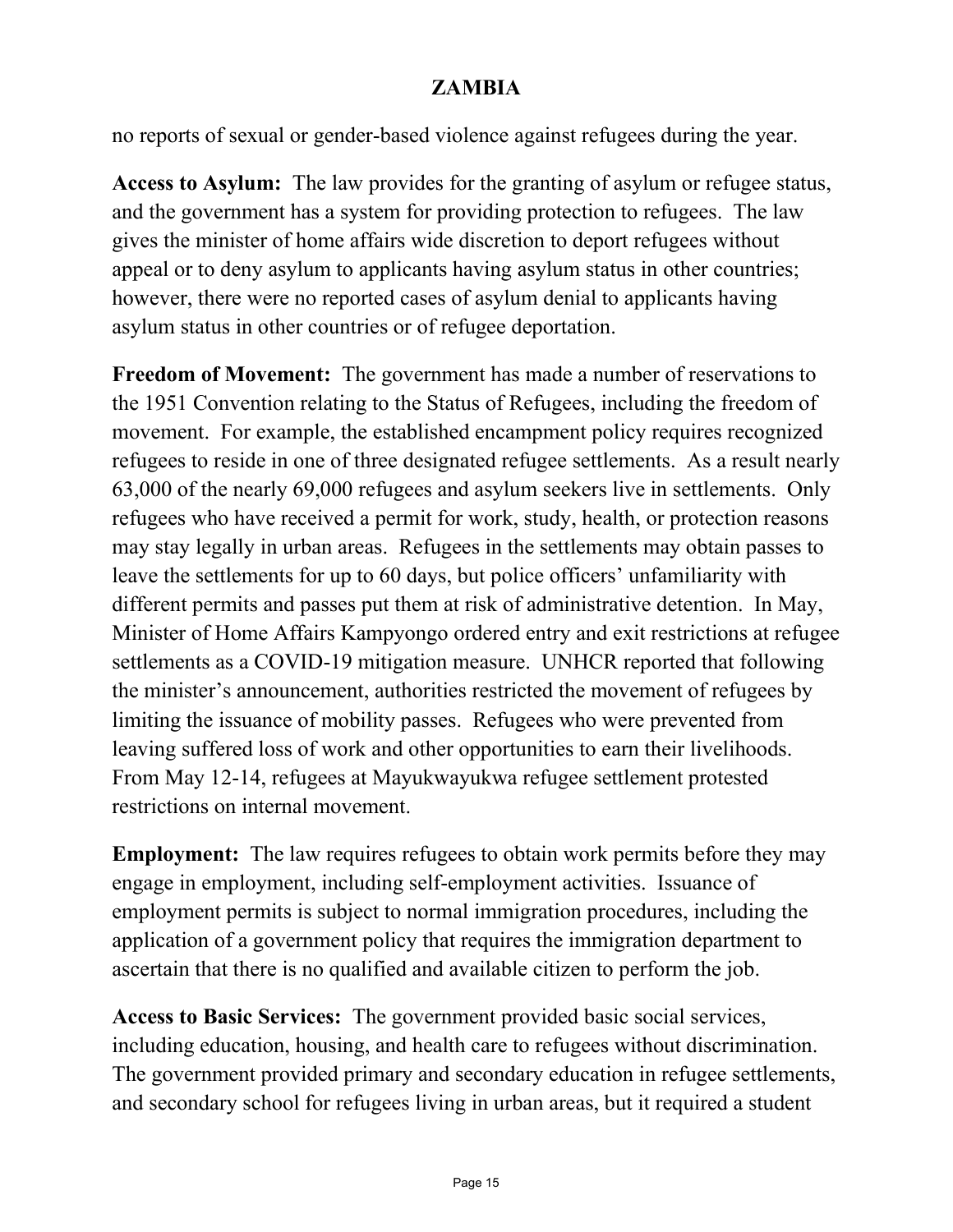no reports of sexual or gender-based violence against refugees during the year.

**Access to Asylum:** The law provides for the granting of asylum or refugee status, and the government has a system for providing protection to refugees. The law gives the minister of home affairs wide discretion to deport refugees without appeal or to deny asylum to applicants having asylum status in other countries; however, there were no reported cases of asylum denial to applicants having asylum status in other countries or of refugee deportation.

**Freedom of Movement:** The government has made a number of reservations to the 1951 Convention relating to the Status of Refugees, including the freedom of movement. For example, the established encampment policy requires recognized refugees to reside in one of three designated refugee settlements. As a result nearly 63,000 of the nearly 69,000 refugees and asylum seekers live in settlements. Only refugees who have received a permit for work, study, health, or protection reasons may stay legally in urban areas. Refugees in the settlements may obtain passes to leave the settlements for up to 60 days, but police officers' unfamiliarity with different permits and passes put them at risk of administrative detention. In May, Minister of Home Affairs Kampyongo ordered entry and exit restrictions at refugee settlements as a COVID-19 mitigation measure. UNHCR reported that following the minister's announcement, authorities restricted the movement of refugees by limiting the issuance of mobility passes. Refugees who were prevented from leaving suffered loss of work and other opportunities to earn their livelihoods. From May 12-14, refugees at Mayukwayukwa refugee settlement protested restrictions on internal movement.

**Employment:** The law requires refugees to obtain work permits before they may engage in employment, including self-employment activities. Issuance of employment permits is subject to normal immigration procedures, including the application of a government policy that requires the immigration department to ascertain that there is no qualified and available citizen to perform the job.

**Access to Basic Services:** The government provided basic social services, including education, housing, and health care to refugees without discrimination. The government provided primary and secondary education in refugee settlements, and secondary school for refugees living in urban areas, but it required a student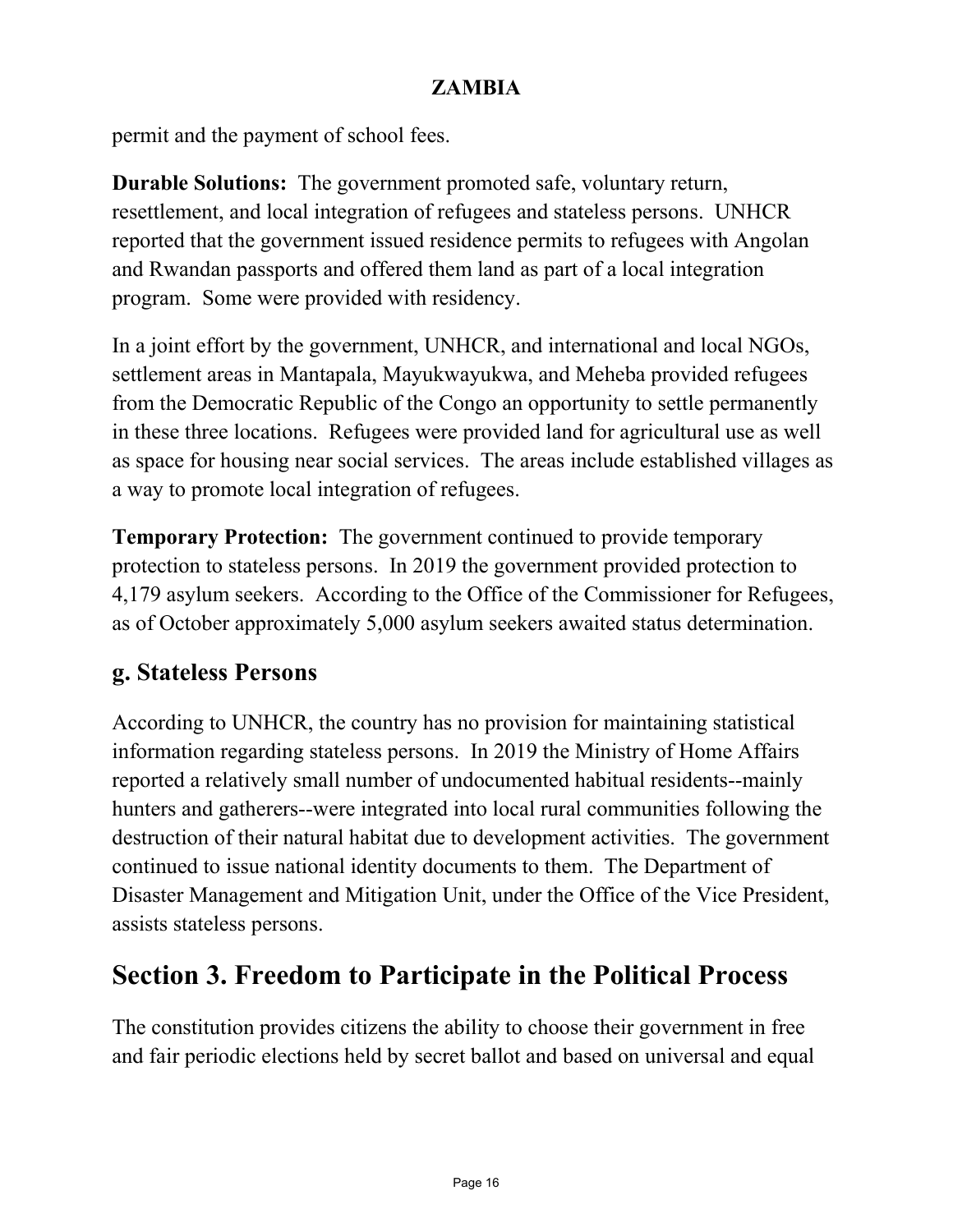permit and the payment of school fees.

**Durable Solutions:** The government promoted safe, voluntary return, resettlement, and local integration of refugees and stateless persons. UNHCR reported that the government issued residence permits to refugees with Angolan and Rwandan passports and offered them land as part of a local integration program. Some were provided with residency.

In a joint effort by the government, UNHCR, and international and local NGOs, settlement areas in Mantapala, Mayukwayukwa, and Meheba provided refugees from the Democratic Republic of the Congo an opportunity to settle permanently in these three locations. Refugees were provided land for agricultural use as well as space for housing near social services. The areas include established villages as a way to promote local integration of refugees.

**Temporary Protection:** The government continued to provide temporary protection to stateless persons. In 2019 the government provided protection to 4,179 asylum seekers. According to the Office of the Commissioner for Refugees, as of October approximately 5,000 asylum seekers awaited status determination.

## g. Stateless Persons

According to UNHCR, the country has no provision for maintaining statistical information regarding stateless persons. In 2019 the Ministry of Home Affairs reported a relatively small number of undocumented habitual residents--mainly hunters and gatherers--were integrated into local rural communities following the destruction of their natural habitat due to development activities. The government continued to issue national identity documents to them. The Department of Disaster Management and Mitigation Unit, under the Office of the Vice President, assists stateless persons.

# Section 3. Freedom to Participate in the Political Process

The constitution provides citizens the ability to choose their government in free and fair periodic elections held by secret ballot and based on universal and equal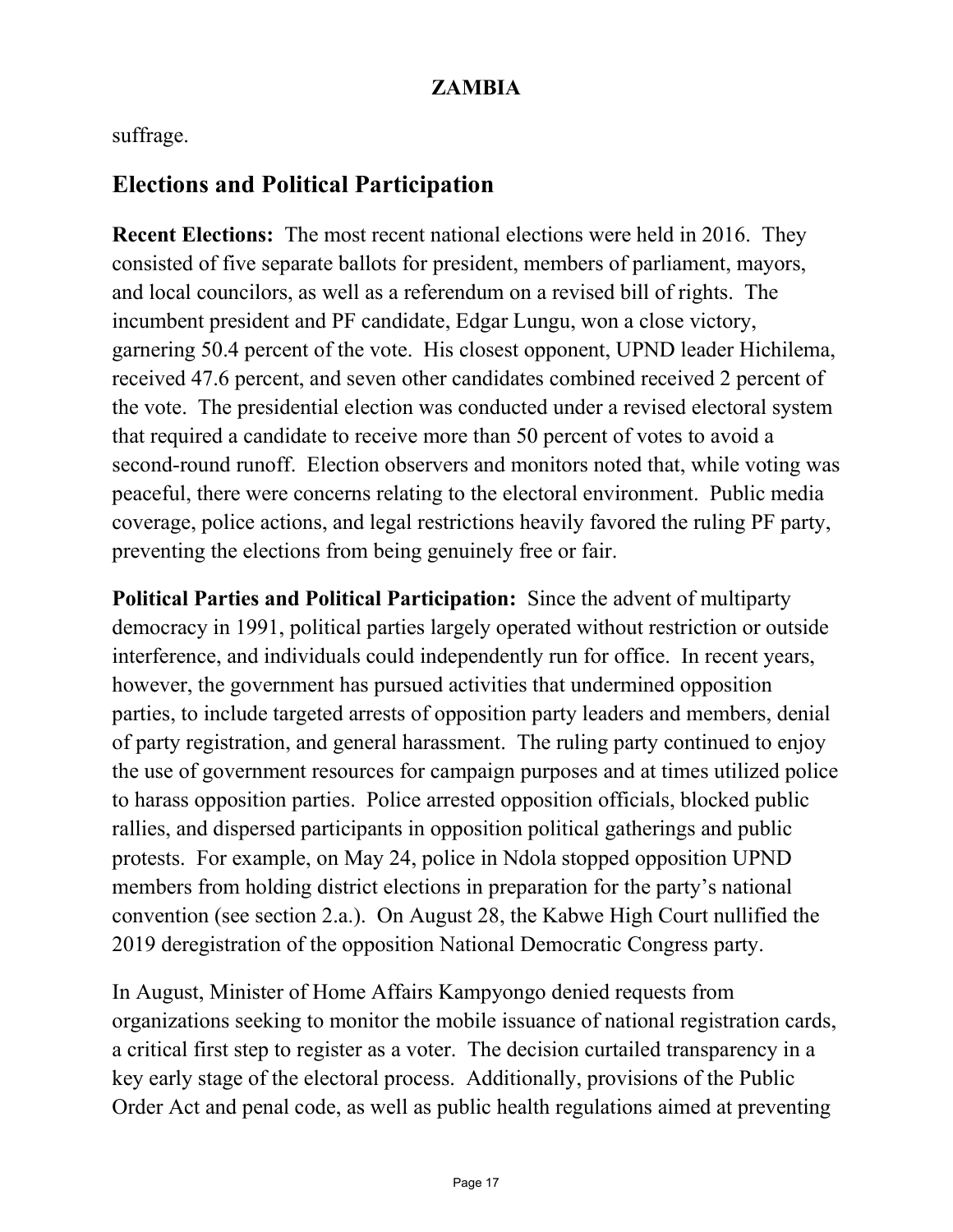suffrage.

## Elections and Political Participation

**Recent Elections:** The most recent national elections were held in 2016. They consisted of five separate ballots for president, members of parliament, mayors, and local councilors, as well as a referendum on a revised bill of rights. The incumbent president and PF candidate, Edgar Lungu, won a close victory, garnering 50.4 percent of the vote. His closest opponent, UPND leader Hichilema, received 47.6 percent, and seven other candidates combined received 2 percent of the vote. The presidential election was conducted under a revised electoral system that required a candidate to receive more than 50 percent of votes to avoid a second-round runoff. Election observers and monitors noted that, while voting was peaceful, there were concerns relating to the electoral environment. Public media coverage, police actions, and legal restrictions heavily favored the ruling PF party, preventing the elections from being genuinely free or fair.

**Political Parties and Political Participation:** Since the advent of multiparty democracy in 1991, political parties largely operated without restriction or outside interference, and individuals could independently run for office. In recent years, however, the government has pursued activities that undermined opposition parties, to include targeted arrests of opposition party leaders and members, denial of party registration, and general harassment. The ruling party continued to enjoy the use of government resources for campaign purposes and at times utilized police to harass opposition parties. Police arrested opposition officials, blocked public rallies, and dispersed participants in opposition political gatherings and public protests. For example, on May 24, police in Ndola stopped opposition UPND members from holding district elections in preparation for the party's national convention (see section 2.a.). On August 28, the Kabwe High Court nullified the 2019 deregistration of the opposition National Democratic Congress party.

In August, Minister of Home Affairs Kampyongo denied requests from organizations seeking to monitor the mobile issuance of national registration cards, a critical first step to register as a voter. The decision curtailed transparency in a key early stage of the electoral process. Additionally, provisions of the Public Order Act and penal code, as well as public health regulations aimed at preventing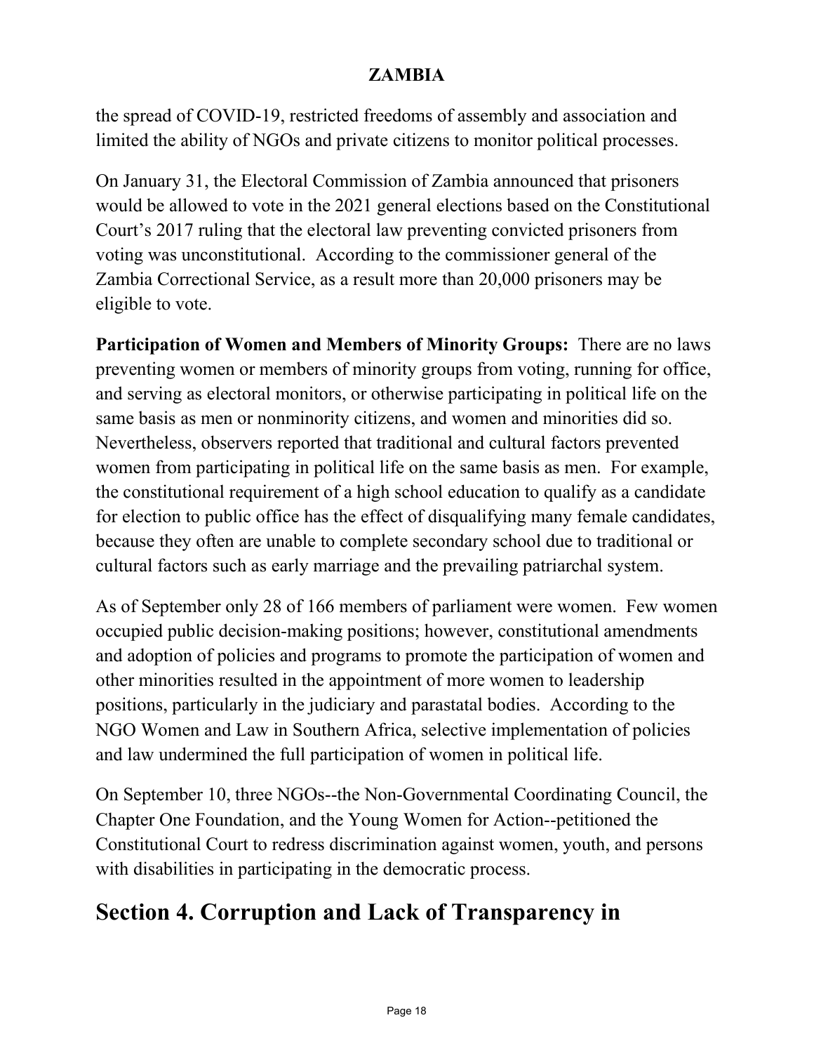the spread of COVID-19, restricted freedoms of assembly and association and limited the ability of NGOs and private citizens to monitor political processes.

On January 31, the Electoral Commission of Zambia announced that prisoners would be allowed to vote in the 2021 general elections based on the Constitutional Court's 2017 ruling that the electoral law preventing convicted prisoners from voting was unconstitutional. According to the commissioner general of the Zambia Correctional Service, as a result more than 20,000 prisoners may be eligible to vote.

**Participation of Women and Members of Minority Groups:** There are no laws preventing women or members of minority groups from voting, running for office, and serving as electoral monitors, or otherwise participating in political life on the same basis as men or nonminority citizens, and women and minorities did so. Nevertheless, observers reported that traditional and cultural factors prevented women from participating in political life on the same basis as men. For example, the constitutional requirement of a high school education to qualify as a candidate for election to public office has the effect of disqualifying many female candidates, because they often are unable to complete secondary school due to traditional or cultural factors such as early marriage and the prevailing patriarchal system.

As of September only 28 of 166 members of parliament were women. Few women occupied public decision-making positions; however, constitutional amendments and adoption of policies and programs to promote the participation of women and other minorities resulted in the appointment of more women to leadership positions, particularly in the judiciary and parastatal bodies. According to the NGO Women and Law in Southern Africa, selective implementation of policies and law undermined the full participation of women in political life.

On September 10, three NGOs--the Non-Governmental Coordinating Council, the Chapter One Foundation, and the Young Women for Action--petitioned the Constitutional Court to redress discrimination against women, youth, and persons with disabilities in participating in the democratic process.

## Section 4. Corruption and Lack of Transparency in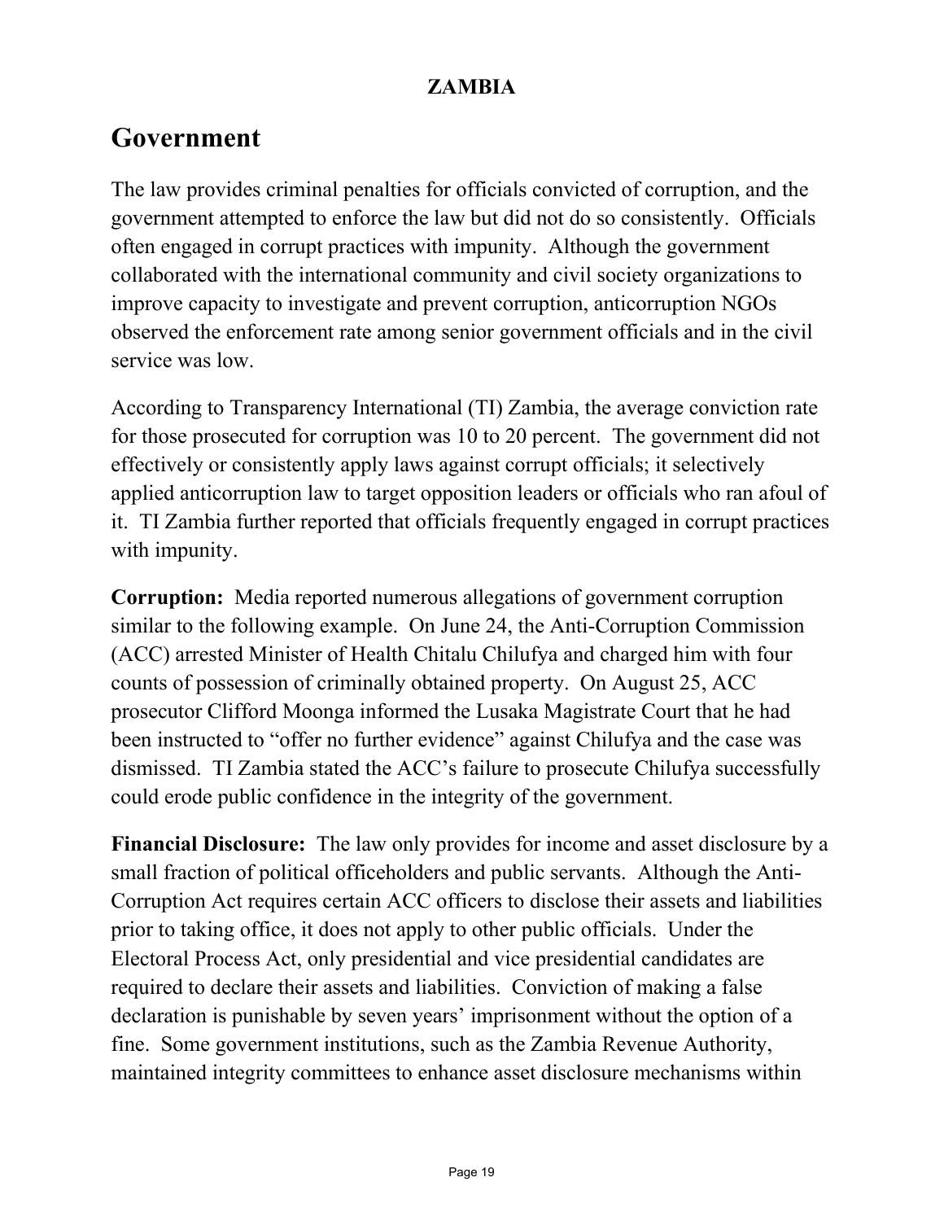**ZAMBIA**

# Government

The law provides criminal penalties for officials convicted of corruption, and the government attempted to enforce the law but did not do so consistently. Officials often engaged in corrupt practices with impunity. Although the government collaborated with the international community and civil society organizations to improve capacity to investigate and prevent corruption, anticorruption NGOs observed the enforcement rate among senior government officials and in the civil service was low.

According to Transparency International (TI) Zambia, the average conviction rate for those prosecuted for corruption was 10 to 20 percent. The government did not effectively or consistently apply laws against corrupt officials; it selectively applied anticorruption law to target opposition leaders or officials who ran afoul of it. TI Zambia further reported that officials frequently engaged in corrupt practices with impunity.

**Corruption:** Media reported numerous allegations of government corruption similar to the following example. On June 24, the Anti-Corruption Commission (ACC) arrested Minister of Health Chitalu Chilufya and charged him with four counts of possession of criminally obtained property. On August 25, ACC prosecutor Clifford Moonga informed the Lusaka Magistrate Court that he had been instructed to "offer no further evidence" against Chilufya and the case was dismissed. TI Zambia stated the ACC's failure to prosecute Chilufya successfully could erode public confidence in the integrity of the government.

**Financial Disclosure:** The law only provides for income and asset disclosure by a small fraction of political officeholders and public servants. Although the Anti-Corruption Act requires certain ACC officers to disclose their assets and liabilities prior to taking office, it does not apply to other public officials. Under the Electoral Process Act, only presidential and vice presidential candidates are required to declare their assets and liabilities. Conviction of making a false declaration is punishable by seven years' imprisonment without the option of a fine. Some government institutions, such as the Zambia Revenue Authority, maintained integrity committees to enhance asset disclosure mechanisms within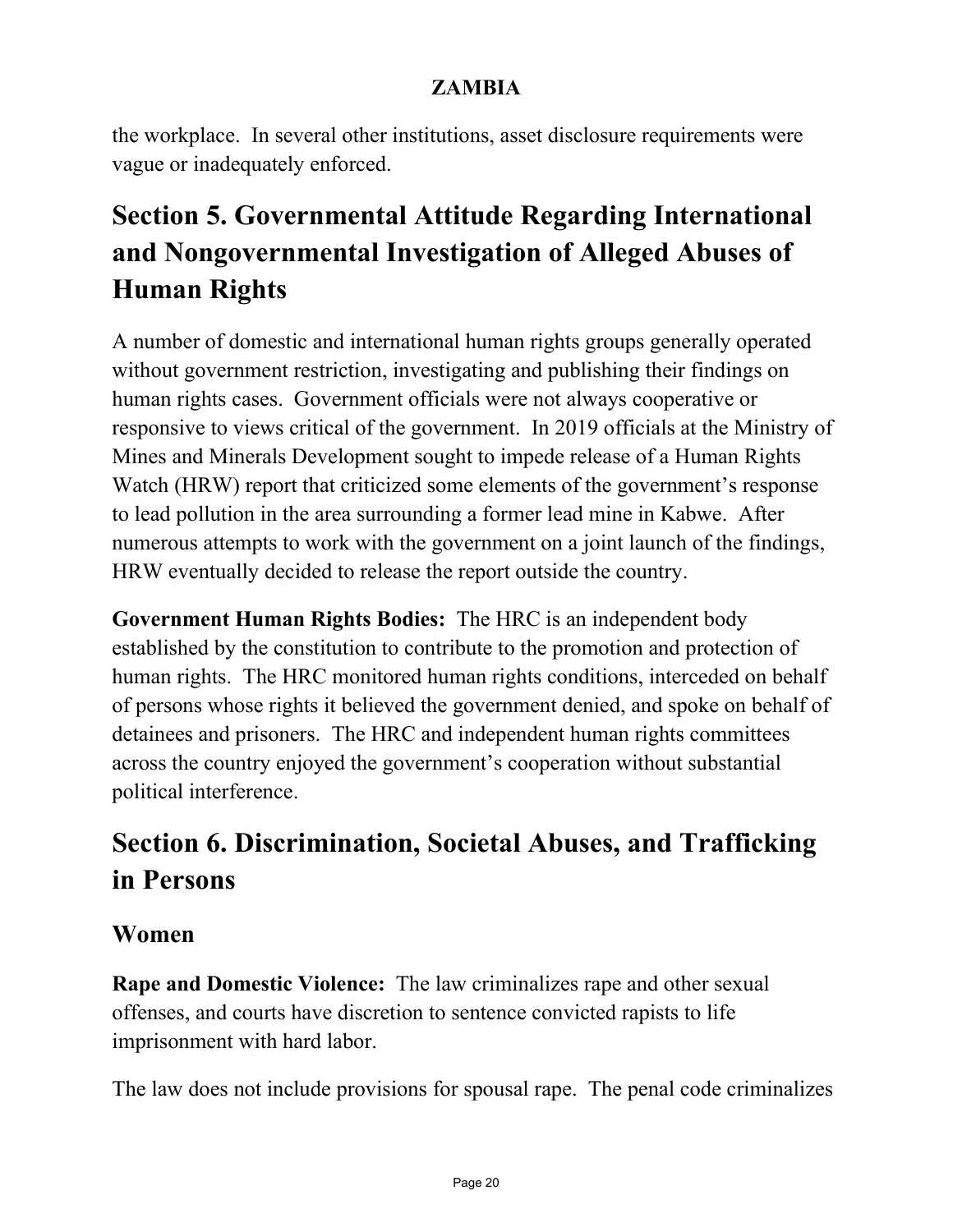the workplace. In several other institutions, asset disclosure requirements were vague or inadequately enforced.

## Section 5. Governmental Attitude Regarding International and Nongovernmental Investigation of Alleged Abuses of Human Rights

A number of domestic and international human rights groups generally operated without government restriction, investigating and publishing their findings on human rights cases. Government officials were not always cooperative or responsive to views critical of the government. In 2019 officials at the Ministry of Mines and Minerals Development sought to impede release of a Human Rights Watch (HRW) report that criticized some elements of the government's response to lead pollution in the area surrounding a former lead mine in Kabwe. After numerous attempts to work with the government on a joint launch of the findings, HRW eventually decided to release the report outside the country.

**Government Human Rights Bodies:** The HRC is an independent body established by the constitution to contribute to the promotion and protection of human rights. The HRC monitored human rights conditions, interceded on behalf of persons whose rights it believed the government denied, and spoke on behalf of detainees and prisoners. The HRC and independent human rights committees across the country enjoyed the government's cooperation without substantial political interference.

## Section 6. Discrimination, Societal Abuses, and Trafficking in Persons

### Women

**Rape and Domestic Violence:** The law criminalizes rape and other sexual offenses, and courts have discretion to sentence convicted rapists to life imprisonment with hard labor.

The law does not include provisions for spousal rape. The penal code criminalizes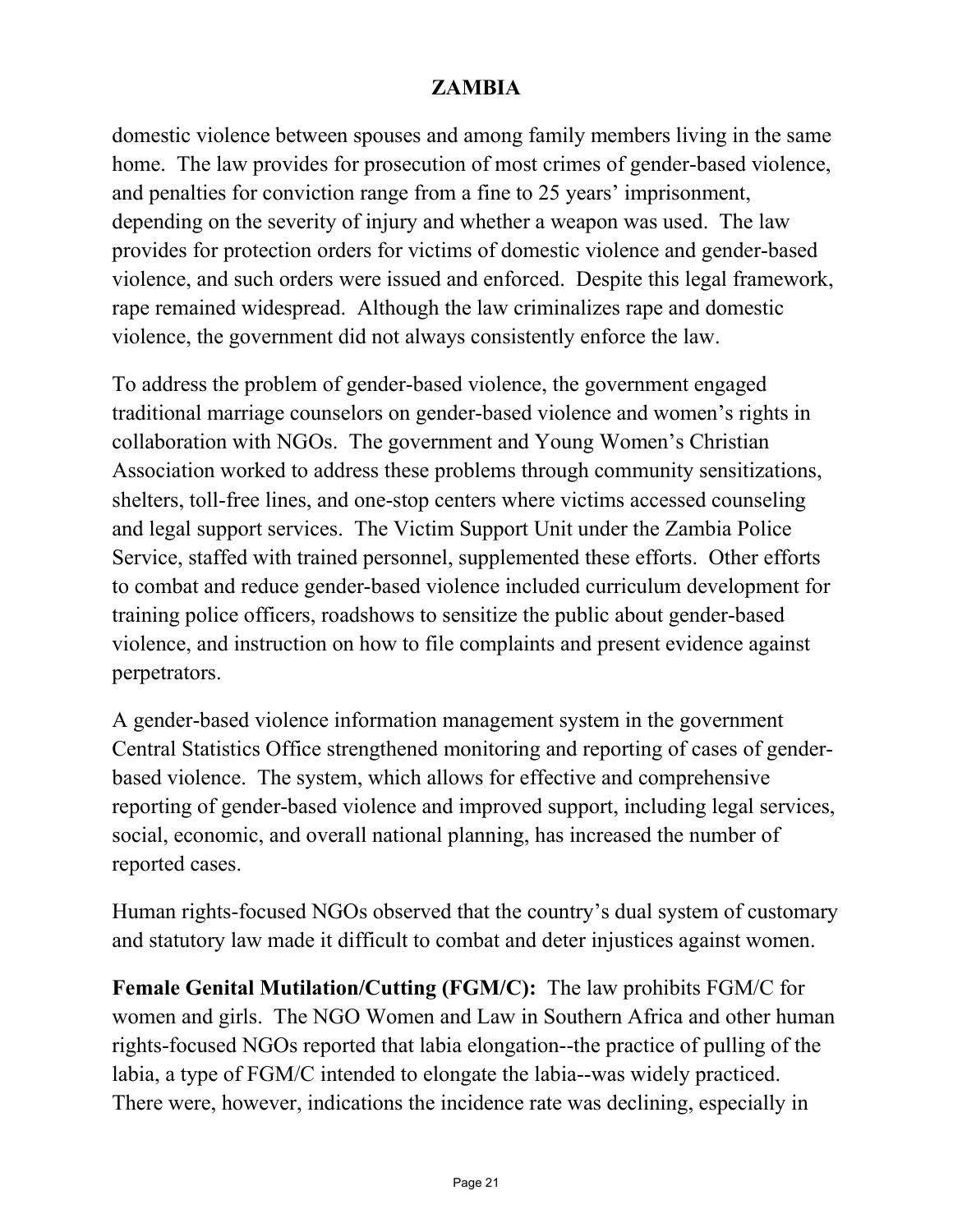domestic violence between spouses and among family members living in the same home. The law provides for prosecution of most crimes of gender-based violence, and penalties for conviction range from a fine to 25 years' imprisonment, depending on the severity of injury and whether a weapon was used. The law provides for protection orders for victims of domestic violence and gender-based violence, and such orders were issued and enforced. Despite this legal framework, rape remained widespread. Although the law criminalizes rape and domestic violence, the government did not always consistently enforce the law.

To address the problem of gender-based violence, the government engaged traditional marriage counselors on gender-based violence and women's rights in collaboration with NGOs. The government and Young Women's Christian Association worked to address these problems through community sensitizations, shelters, toll-free lines, and one-stop centers where victims accessed counseling and legal support services. The Victim Support Unit under the Zambia Police Service, staffed with trained personnel, supplemented these efforts. Other efforts to combat and reduce gender-based violence included curriculum development for training police officers, roadshows to sensitize the public about gender-based violence, and instruction on how to file complaints and present evidence against perpetrators.

A gender-based violence information management system in the government Central Statistics Office strengthened monitoring and reporting of cases of gender-based violence. The system, which allows for effective and comprehensive reporting of gender-based violence and improved support, including legal services, social, economic, and overall national planning, has increased the number of reported cases.

Human rights-focused NGOs observed that the country's dual system of customary and statutory law made it difficult to combat and deter injustices against women.

**Female Genital Mutilation/Cutting (FGM/C):** The law prohibits FGM/C for women and girls. The NGO Women and Law in Southern Africa and other human rights-focused NGOs reported that labia elongation--the practice of pulling of the labia, a type of FGM/C intended to elongate the labia--was widely practiced. There were, however, indications the incidence rate was declining, especially in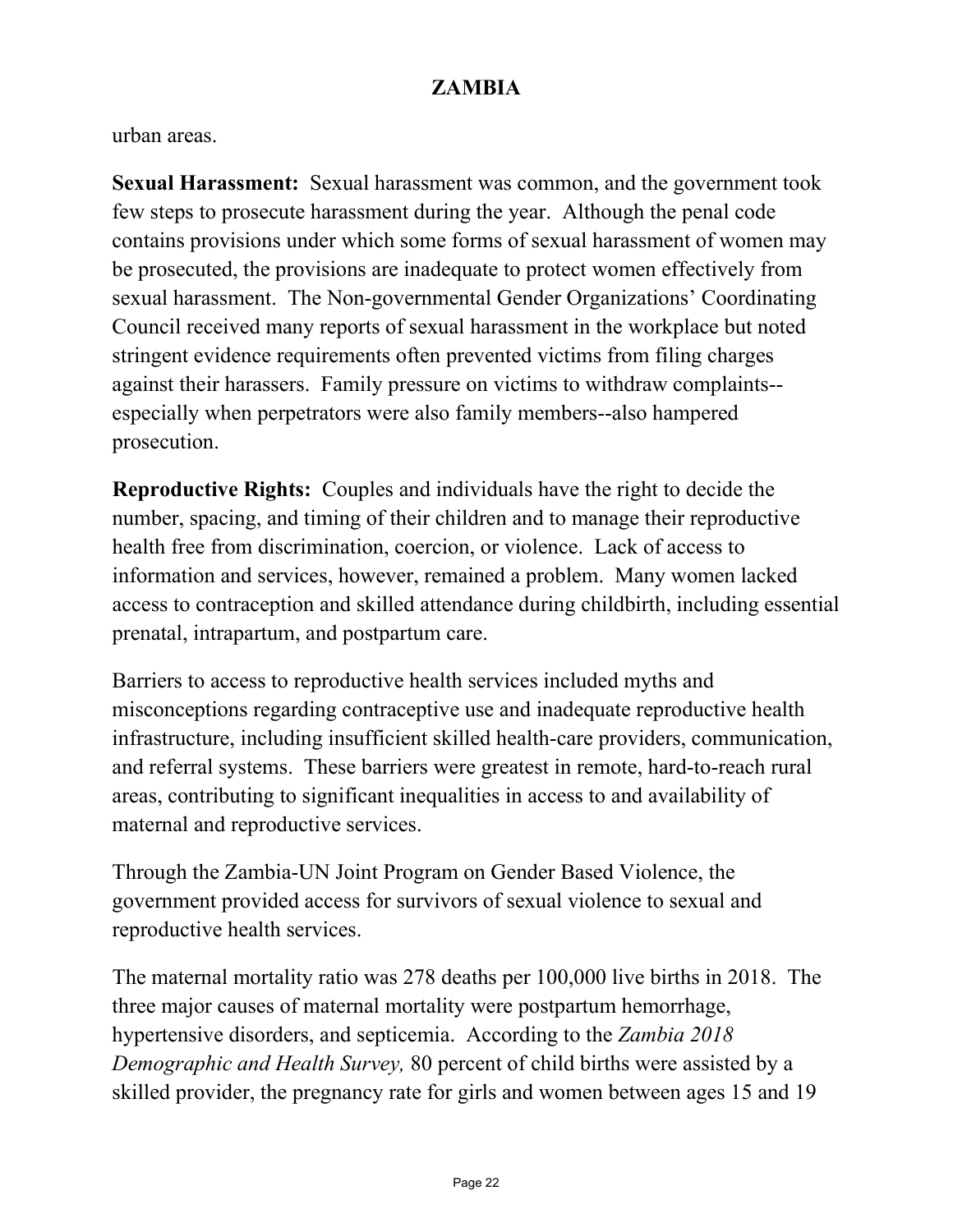urban areas.

**Sexual Harassment:** Sexual harassment was common, and the government took few steps to prosecute harassment during the year. Although the penal code contains provisions under which some forms of sexual harassment of women may be prosecuted, the provisions are inadequate to protect women effectively from sexual harassment. The Non-governmental Gender Organizations' Coordinating Council received many reports of sexual harassment in the workplace but noted stringent evidence requirements often prevented victims from filing charges against their harassers. Family pressure on victims to withdraw complaints--especially when perpetrators were also family members--also hampered prosecution.

**Reproductive Rights:** Couples and individuals have the right to decide the number, spacing, and timing of their children and to manage their reproductive health free from discrimination, coercion, or violence. Lack of access to information and services, however, remained a problem. Many women lacked access to contraception and skilled attendance during childbirth, including essential prenatal, intrapartum, and postpartum care.

Barriers to access to reproductive health services included myths and misconceptions regarding contraceptive use and inadequate reproductive health infrastructure, including insufficient skilled health-care providers, communication, and referral systems. These barriers were greatest in remote, hard-to-reach rural areas, contributing to significant inequalities in access to and availability of maternal and reproductive services.

Through the Zambia-UN Joint Program on Gender Based Violence, the government provided access for survivors of sexual violence to sexual and reproductive health services.

The maternal mortality ratio was 278 deaths per 100,000 live births in 2018. The three major causes of maternal mortality were postpartum hemorrhage, hypertensive disorders, and septicemia. According to the *Zambia 2018 Demographic and Health Survey,* 80 percent of child births were assisted by a skilled provider, the pregnancy rate for girls and women between ages 15 and 19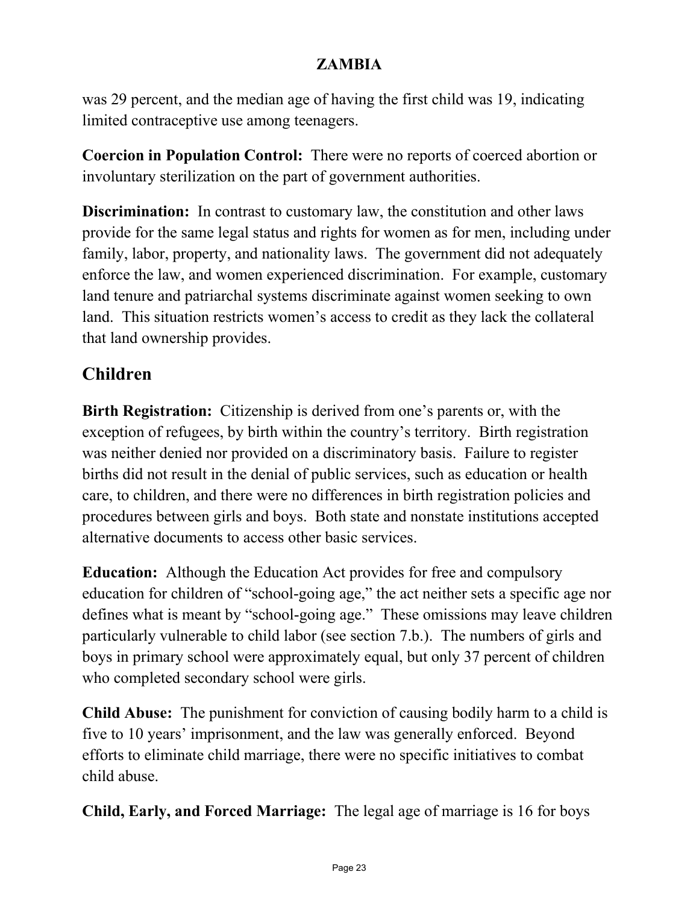was 29 percent, and the median age of having the first child was 19, indicating limited contraceptive use among teenagers.

**Coercion in Population Control:** There were no reports of coerced abortion or involuntary sterilization on the part of government authorities.

**Discrimination:** In contrast to customary law, the constitution and other laws provide for the same legal status and rights for women as for men, including under family, labor, property, and nationality laws. The government did not adequately enforce the law, and women experienced discrimination. For example, customary land tenure and patriarchal systems discriminate against women seeking to own land. This situation restricts women's access to credit as they lack the collateral that land ownership provides.

## Children

**Birth Registration:** Citizenship is derived from one's parents or, with the exception of refugees, by birth within the country's territory. Birth registration was neither denied nor provided on a discriminatory basis. Failure to register births did not result in the denial of public services, such as education or health care, to children, and there were no differences in birth registration policies and procedures between girls and boys. Both state and nonstate institutions accepted alternative documents to access other basic services.

**Education:** Although the Education Act provides for free and compulsory education for children of "school-going age," the act neither sets a specific age nor defines what is meant by "school-going age." These omissions may leave children particularly vulnerable to child labor (see section 7.b.). The numbers of girls and boys in primary school were approximately equal, but only 37 percent of children who completed secondary school were girls.

**Child Abuse:** The punishment for conviction of causing bodily harm to a child is five to 10 years' imprisonment, and the law was generally enforced. Beyond efforts to eliminate child marriage, there were no specific initiatives to combat child abuse.

**Child, Early, and Forced Marriage:** The legal age of marriage is 16 for boys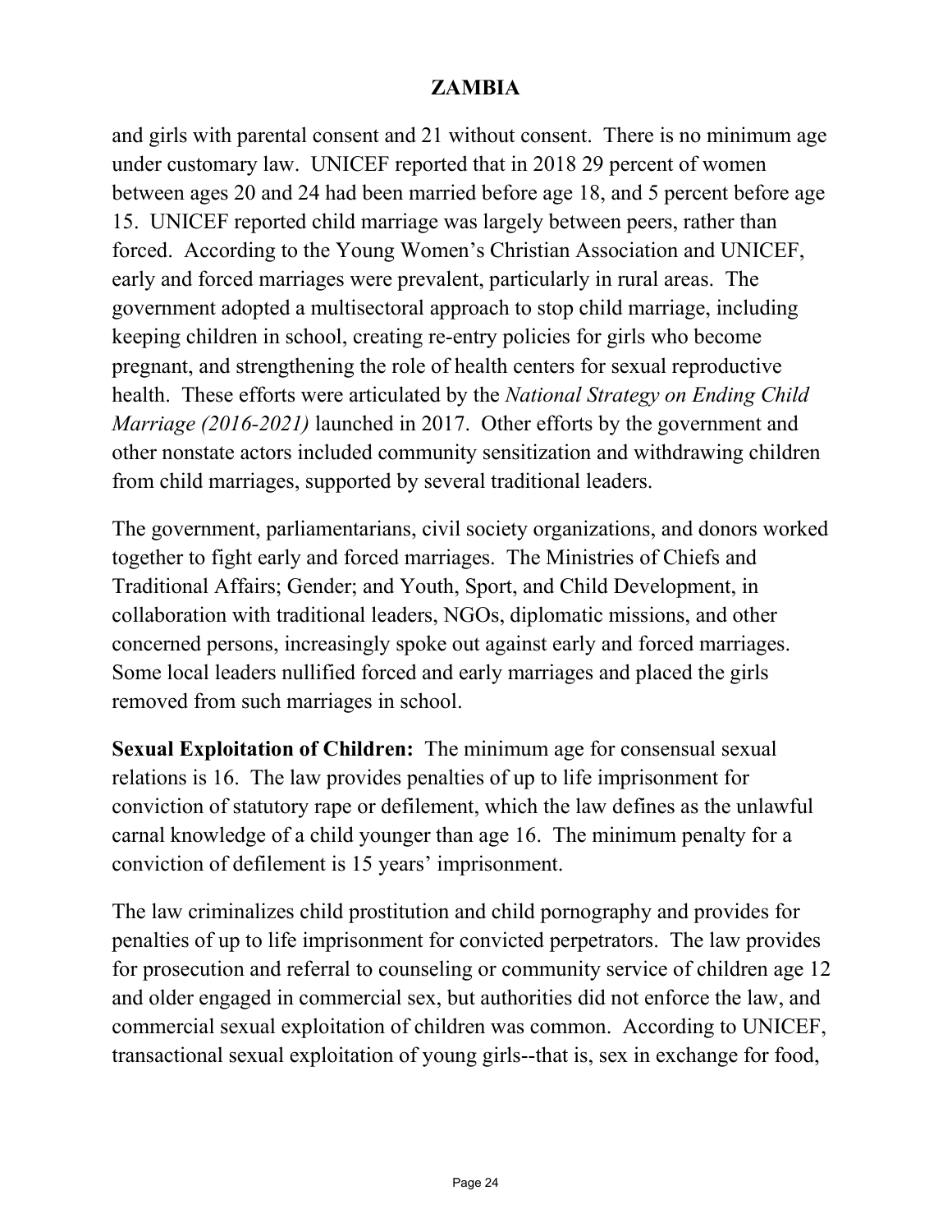and girls with parental consent and 21 without consent. There is no minimum age under customary law. UNICEF reported that in 2018 29 percent of women between ages 20 and 24 had been married before age 18, and 5 percent before age 15. UNICEF reported child marriage was largely between peers, rather than forced. According to the Young Women's Christian Association and UNICEF, early and forced marriages were prevalent, particularly in rural areas. The government adopted a multisectoral approach to stop child marriage, including keeping children in school, creating re-entry policies for girls who become pregnant, and strengthening the role of health centers for sexual reproductive health. These efforts were articulated by the *National Strategy on Ending Child Marriage (2016-2021)* launched in 2017. Other efforts by the government and other nonstate actors included community sensitization and withdrawing children from child marriages, supported by several traditional leaders.

The government, parliamentarians, civil society organizations, and donors worked together to fight early and forced marriages. The Ministries of Chiefs and Traditional Affairs; Gender; and Youth, Sport, and Child Development, in collaboration with traditional leaders, NGOs, diplomatic missions, and other concerned persons, increasingly spoke out against early and forced marriages. Some local leaders nullified forced and early marriages and placed the girls removed from such marriages in school.

**Sexual Exploitation of Children:** The minimum age for consensual sexual relations is 16. The law provides penalties of up to life imprisonment for conviction of statutory rape or defilement, which the law defines as the unlawful carnal knowledge of a child younger than age 16. The minimum penalty for a conviction of defilement is 15 years' imprisonment.

The law criminalizes child prostitution and child pornography and provides for penalties of up to life imprisonment for convicted perpetrators. The law provides for prosecution and referral to counseling or community service of children age 12 and older engaged in commercial sex, but authorities did not enforce the law, and commercial sexual exploitation of children was common. According to UNICEF, transactional sexual exploitation of young girls--that is, sex in exchange for food,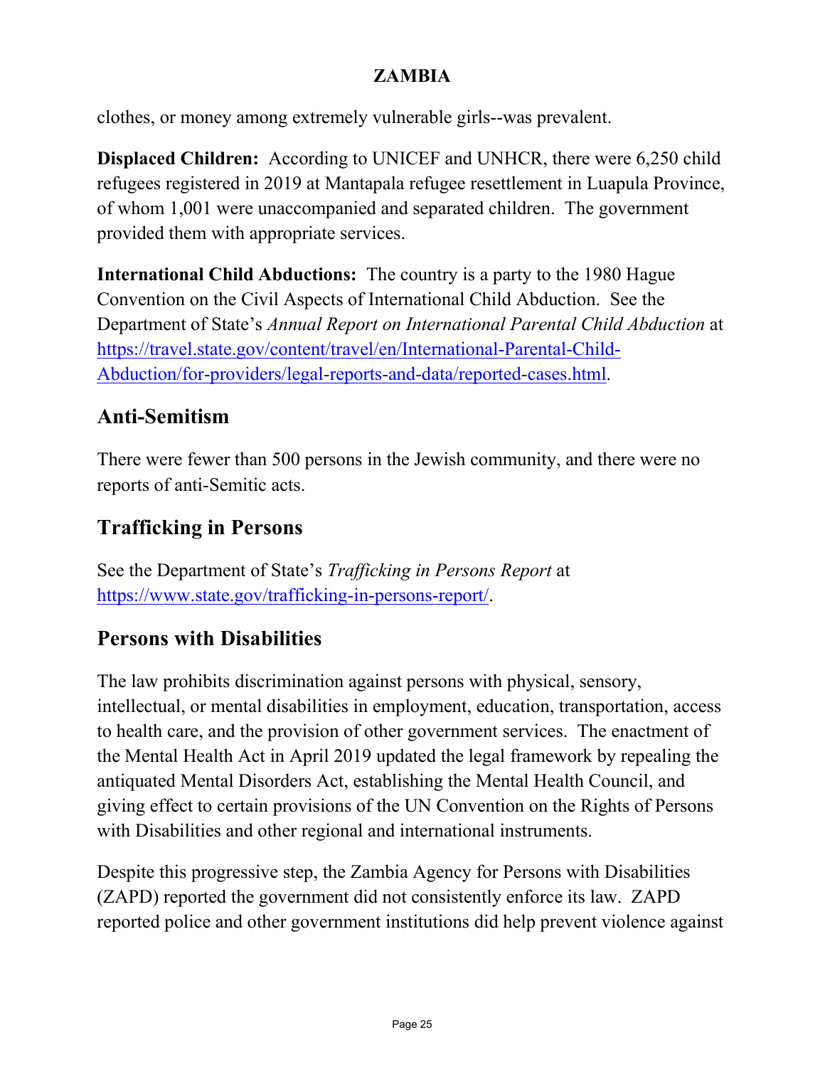clothes, or money among extremely vulnerable girls--was prevalent.

**Displaced Children:** According to UNICEF and UNHCR, there were 6,250 child refugees registered in 2019 at Mantapala refugee resettlement in Luapula Province, of whom 1,001 were unaccompanied and separated children. The government provided them with appropriate services.

**International Child Abductions:** The country is a party to the 1980 Hague Convention on the Civil Aspects of International Child Abduction. See the Department of State's *Annual Report on International Parental Child Abduction* at [https://travel.state.gov/content/travel/en/International-Parental-Child-Abduction/for-providers/legal-reports-and-data/reported-cases.html](https://travel.state.gov/content/travel/en/International-Parental-Child-Abduction/for-providers/legal-reports-and-data/reported-cases.html).

## Anti-Semitism

There were fewer than 500 persons in the Jewish community, and there were no reports of anti-Semitic acts.

## Trafficking in Persons

See the Department of State's *Trafficking in Persons Report* at [https://www.state.gov/trafficking-in-persons-report/](https://www.state.gov/trafficking-in-persons-report/).

## Persons with Disabilities

The law prohibits discrimination against persons with physical, sensory, intellectual, or mental disabilities in employment, education, transportation, access to health care, and the provision of other government services. The enactment of the Mental Health Act in April 2019 updated the legal framework by repealing the antiquated Mental Disorders Act, establishing the Mental Health Council, and giving effect to certain provisions of the UN Convention on the Rights of Persons with Disabilities and other regional and international instruments.

Despite this progressive step, the Zambia Agency for Persons with Disabilities (ZAPD) reported the government did not consistently enforce its law. ZAPD reported police and other government institutions did help prevent violence against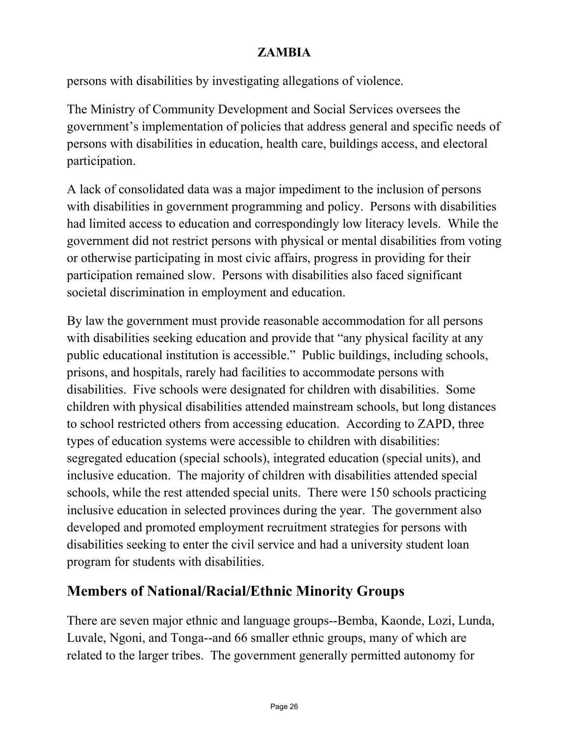persons with disabilities by investigating allegations of violence.

The Ministry of Community Development and Social Services oversees the government's implementation of policies that address general and specific needs of persons with disabilities in education, health care, buildings access, and electoral participation.

A lack of consolidated data was a major impediment to the inclusion of persons with disabilities in government programming and policy. Persons with disabilities had limited access to education and correspondingly low literacy levels. While the government did not restrict persons with physical or mental disabilities from voting or otherwise participating in most civic affairs, progress in providing for their participation remained slow. Persons with disabilities also faced significant societal discrimination in employment and education.

By law the government must provide reasonable accommodation for all persons with disabilities seeking education and provide that "any physical facility at any public educational institution is accessible." Public buildings, including schools, prisons, and hospitals, rarely had facilities to accommodate persons with disabilities. Five schools were designated for children with disabilities. Some children with physical disabilities attended mainstream schools, but long distances to school restricted others from accessing education. According to ZAPD, three types of education systems were accessible to children with disabilities: segregated education (special schools), integrated education (special units), and inclusive education. The majority of children with disabilities attended special schools, while the rest attended special units. There were 150 schools practicing inclusive education in selected provinces during the year. The government also developed and promoted employment recruitment strategies for persons with disabilities seeking to enter the civil service and had a university student loan program for students with disabilities.

## Members of National/Racial/Ethnic Minority Groups

There are seven major ethnic and language groups--Bemba, Kaonde, Lozi, Lunda, Luvale, Ngoni, and Tonga--and 66 smaller ethnic groups, many of which are related to the larger tribes. The government generally permitted autonomy for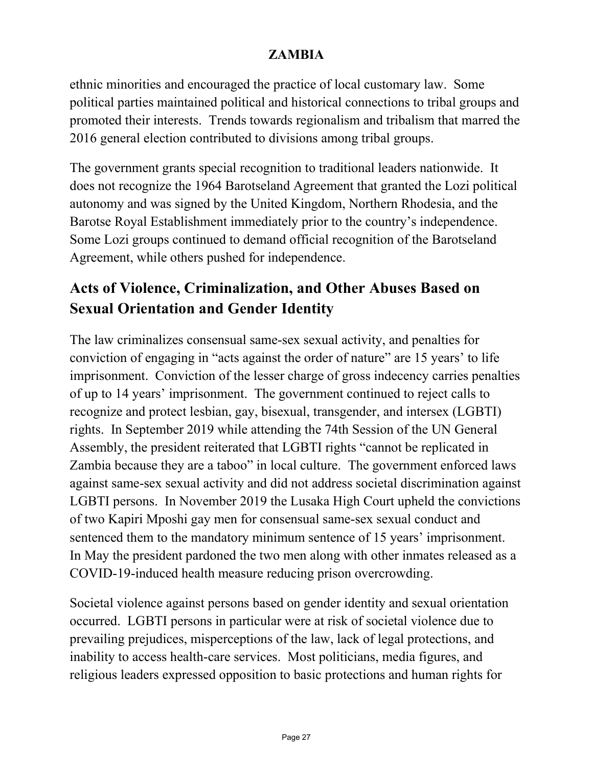ethnic minorities and encouraged the practice of local customary law. Some political parties maintained political and historical connections to tribal groups and promoted their interests. Trends towards regionalism and tribalism that marred the 2016 general election contributed to divisions among tribal groups.

The government grants special recognition to traditional leaders nationwide. It does not recognize the 1964 Barotseland Agreement that granted the Lozi political autonomy and was signed by the United Kingdom, Northern Rhodesia, and the Barotse Royal Establishment immediately prior to the country's independence. Some Lozi groups continued to demand official recognition of the Barotseland Agreement, while others pushed for independence.

## Acts of Violence, Criminalization, and Other Abuses Based on Sexual Orientation and Gender Identity

The law criminalizes consensual same-sex sexual activity, and penalties for conviction of engaging in "acts against the order of nature" are 15 years' to life imprisonment. Conviction of the lesser charge of gross indecency carries penalties of up to 14 years' imprisonment. The government continued to reject calls to recognize and protect lesbian, gay, bisexual, transgender, and intersex (LGBTI) rights. In September 2019 while attending the 74th Session of the UN General Assembly, the president reiterated that LGBTI rights "cannot be replicated in Zambia because they are a taboo" in local culture. The government enforced laws against same-sex sexual activity and did not address societal discrimination against LGBTI persons. In November 2019 the Lusaka High Court upheld the convictions of two Kapiri Mposhi gay men for consensual same-sex sexual conduct and sentenced them to the mandatory minimum sentence of 15 years' imprisonment. In May the president pardoned the two men along with other inmates released as a COVID-19-induced health measure reducing prison overcrowding.

Societal violence against persons based on gender identity and sexual orientation occurred. LGBTI persons in particular were at risk of societal violence due to prevailing prejudices, misperceptions of the law, lack of legal protections, and inability to access health-care services. Most politicians, media figures, and religious leaders expressed opposition to basic protections and human rights for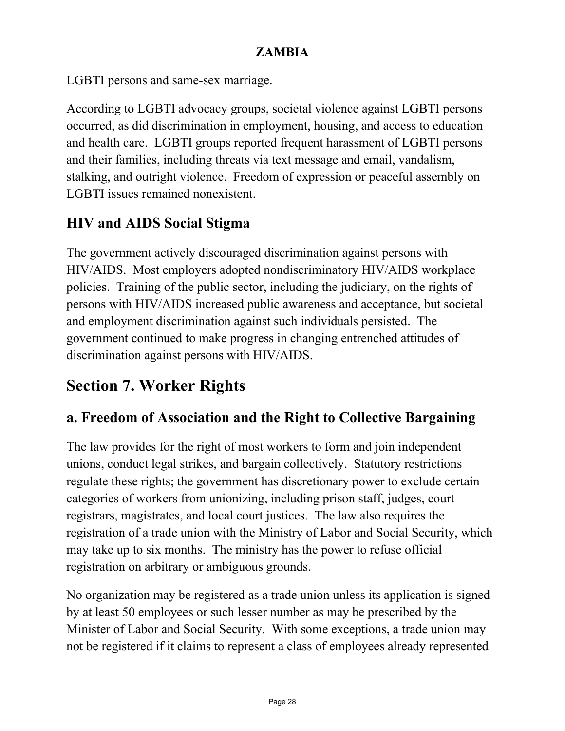LGBTI persons and same-sex marriage.

According to LGBTI advocacy groups, societal violence against LGBTI persons occurred, as did discrimination in employment, housing, and access to education and health care. LGBTI groups reported frequent harassment of LGBTI persons and their families, including threats via text message and email, vandalism, stalking, and outright violence. Freedom of expression or peaceful assembly on LGBTI issues remained nonexistent.

### HIV and AIDS Social Stigma

The government actively discouraged discrimination against persons with HIV/AIDS. Most employers adopted nondiscriminatory HIV/AIDS workplace policies. Training of the public sector, including the judiciary, on the rights of persons with HIV/AIDS increased public awareness and acceptance, but societal and employment discrimination against such individuals persisted. The government continued to make progress in changing entrenched attitudes of discrimination against persons with HIV/AIDS.

## Section 7. Worker Rights

### a. Freedom of Association and the Right to Collective Bargaining

The law provides for the right of most workers to form and join independent unions, conduct legal strikes, and bargain collectively. Statutory restrictions regulate these rights; the government has discretionary power to exclude certain categories of workers from unionizing, including prison staff, judges, court registrars, magistrates, and local court justices. The law also requires the registration of a trade union with the Ministry of Labor and Social Security, which may take up to six months. The ministry has the power to refuse official registration on arbitrary or ambiguous grounds.

No organization may be registered as a trade union unless its application is signed by at least 50 employees or such lesser number as may be prescribed by the Minister of Labor and Social Security. With some exceptions, a trade union may not be registered if it claims to represent a class of employees already represented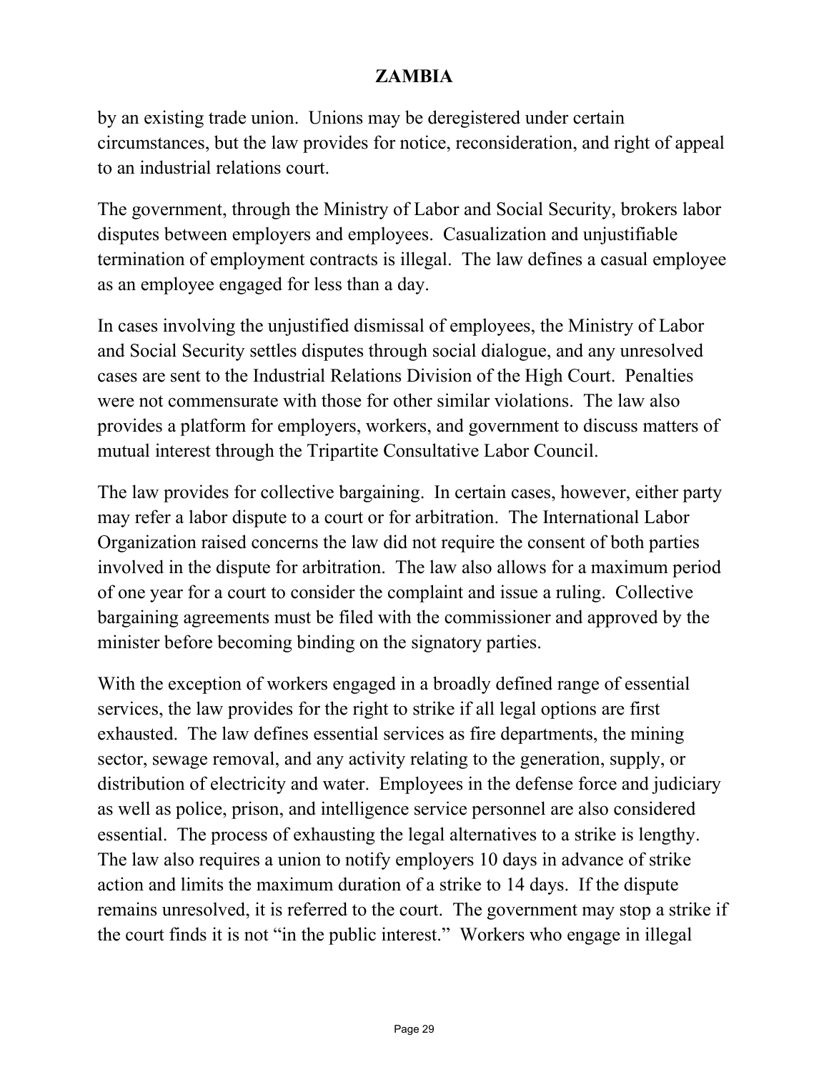by an existing trade union. Unions may be deregistered under certain circumstances, but the law provides for notice, reconsideration, and right of appeal to an industrial relations court.

The government, through the Ministry of Labor and Social Security, brokers labor disputes between employers and employees. Casualization and unjustifiable termination of employment contracts is illegal. The law defines a casual employee as an employee engaged for less than a day.

In cases involving the unjustified dismissal of employees, the Ministry of Labor and Social Security settles disputes through social dialogue, and any unresolved cases are sent to the Industrial Relations Division of the High Court. Penalties were not commensurate with those for other similar violations. The law also provides a platform for employers, workers, and government to discuss matters of mutual interest through the Tripartite Consultative Labor Council.

The law provides for collective bargaining. In certain cases, however, either party may refer a labor dispute to a court or for arbitration. The International Labor Organization raised concerns the law did not require the consent of both parties involved in the dispute for arbitration. The law also allows for a maximum period of one year for a court to consider the complaint and issue a ruling. Collective bargaining agreements must be filed with the commissioner and approved by the minister before becoming binding on the signatory parties.

With the exception of workers engaged in a broadly defined range of essential services, the law provides for the right to strike if all legal options are first exhausted. The law defines essential services as fire departments, the mining sector, sewage removal, and any activity relating to the generation, supply, or distribution of electricity and water. Employees in the defense force and judiciary as well as police, prison, and intelligence service personnel are also considered essential. The process of exhausting the legal alternatives to a strike is lengthy. The law also requires a union to notify employers 10 days in advance of strike action and limits the maximum duration of a strike to 14 days. If the dispute remains unresolved, it is referred to the court. The government may stop a strike if the court finds it is not "in the public interest." Workers who engage in illegal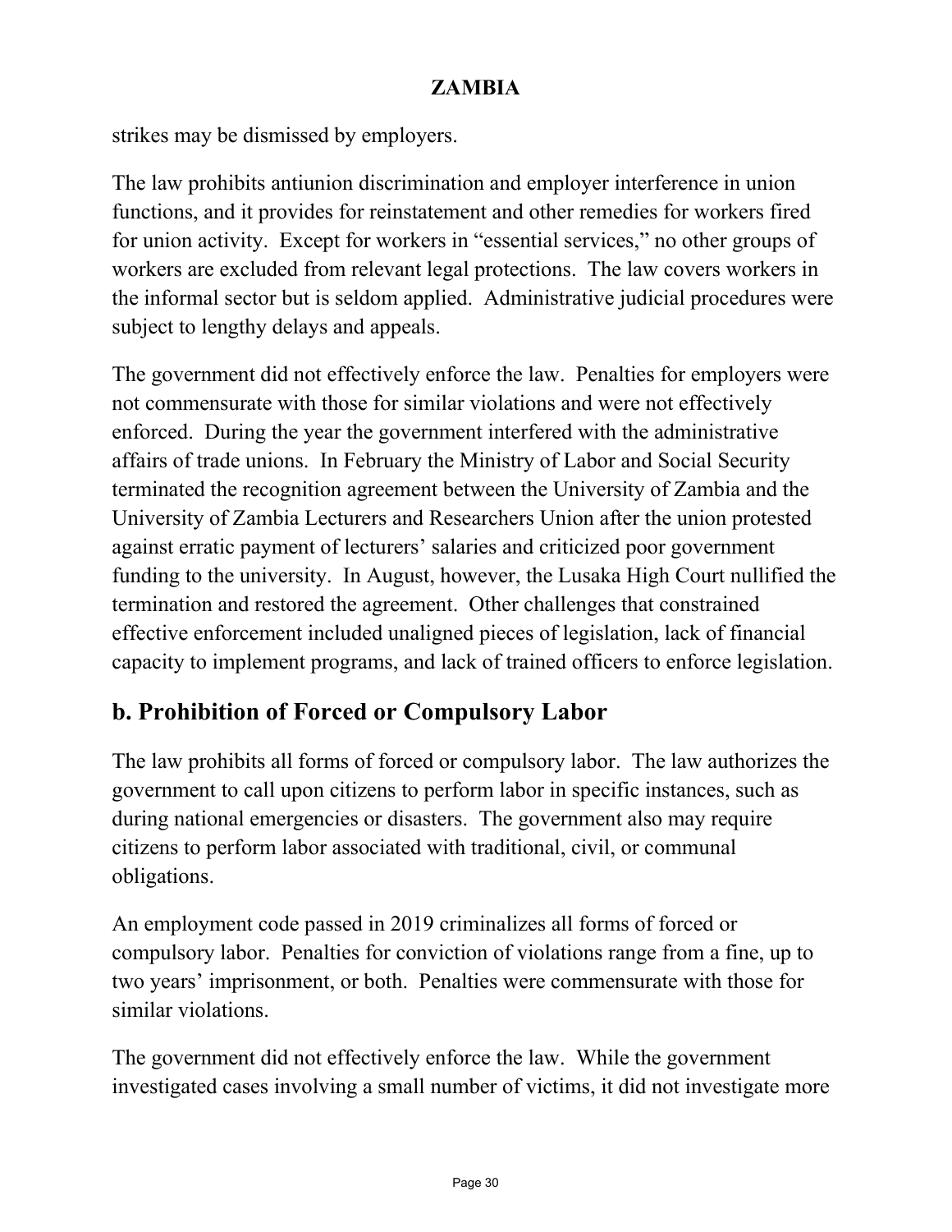strikes may be dismissed by employers.

The law prohibits antiunion discrimination and employer interference in union functions, and it provides for reinstatement and other remedies for workers fired for union activity. Except for workers in "essential services," no other groups of workers are excluded from relevant legal protections. The law covers workers in the informal sector but is seldom applied. Administrative judicial procedures were subject to lengthy delays and appeals.

The government did not effectively enforce the law. Penalties for employers were not commensurate with those for similar violations and were not effectively enforced. During the year the government interfered with the administrative affairs of trade unions. In February the Ministry of Labor and Social Security terminated the recognition agreement between the University of Zambia and the University of Zambia Lecturers and Researchers Union after the union protested against erratic payment of lecturers' salaries and criticized poor government funding to the university. In August, however, the Lusaka High Court nullified the termination and restored the agreement. Other challenges that constrained effective enforcement included unaligned pieces of legislation, lack of financial capacity to implement programs, and lack of trained officers to enforce legislation.

## b. Prohibition of Forced or Compulsory Labor

The law prohibits all forms of forced or compulsory labor. The law authorizes the government to call upon citizens to perform labor in specific instances, such as during national emergencies or disasters. The government also may require citizens to perform labor associated with traditional, civil, or communal obligations.

An employment code passed in 2019 criminalizes all forms of forced or compulsory labor. Penalties for conviction of violations range from a fine, up to two years' imprisonment, or both. Penalties were commensurate with those for similar violations.

The government did not effectively enforce the law. While the government investigated cases involving a small number of victims, it did not investigate more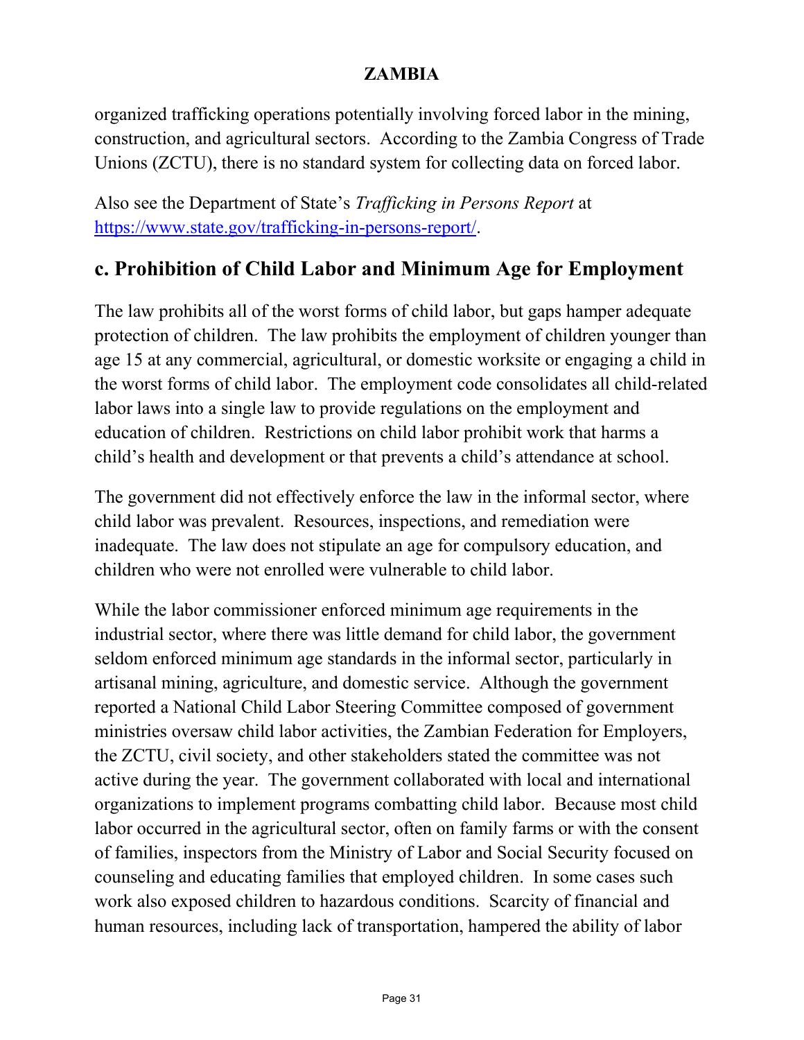organized trafficking operations potentially involving forced labor in the mining, construction, and agricultural sectors. According to the Zambia Congress of Trade Unions (ZCTU), there is no standard system for collecting data on forced labor.

Also see the Department of State's *Trafficking in Persons Report* at [https://www.state.gov/trafficking-in-persons-report/](https://www.state.gov/trafficking-in-persons-report/).

## c. Prohibition of Child Labor and Minimum Age for Employment

The law prohibits all of the worst forms of child labor, but gaps hamper adequate protection of children. The law prohibits the employment of children younger than age 15 at any commercial, agricultural, or domestic worksite or engaging a child in the worst forms of child labor. The employment code consolidates all child-related labor laws into a single law to provide regulations on the employment and education of children. Restrictions on child labor prohibit work that harms a child's health and development or that prevents a child's attendance at school.

The government did not effectively enforce the law in the informal sector, where child labor was prevalent. Resources, inspections, and remediation were inadequate. The law does not stipulate an age for compulsory education, and children who were not enrolled were vulnerable to child labor.

While the labor commissioner enforced minimum age requirements in the industrial sector, where there was little demand for child labor, the government seldom enforced minimum age standards in the informal sector, particularly in artisanal mining, agriculture, and domestic service. Although the government reported a National Child Labor Steering Committee composed of government ministries oversaw child labor activities, the Zambian Federation for Employers, the ZCTU, civil society, and other stakeholders stated the committee was not active during the year. The government collaborated with local and international organizations to implement programs combatting child labor. Because most child labor occurred in the agricultural sector, often on family farms or with the consent of families, inspectors from the Ministry of Labor and Social Security focused on counseling and educating families that employed children. In some cases such work also exposed children to hazardous conditions. Scarcity of financial and human resources, including lack of transportation, hampered the ability of labor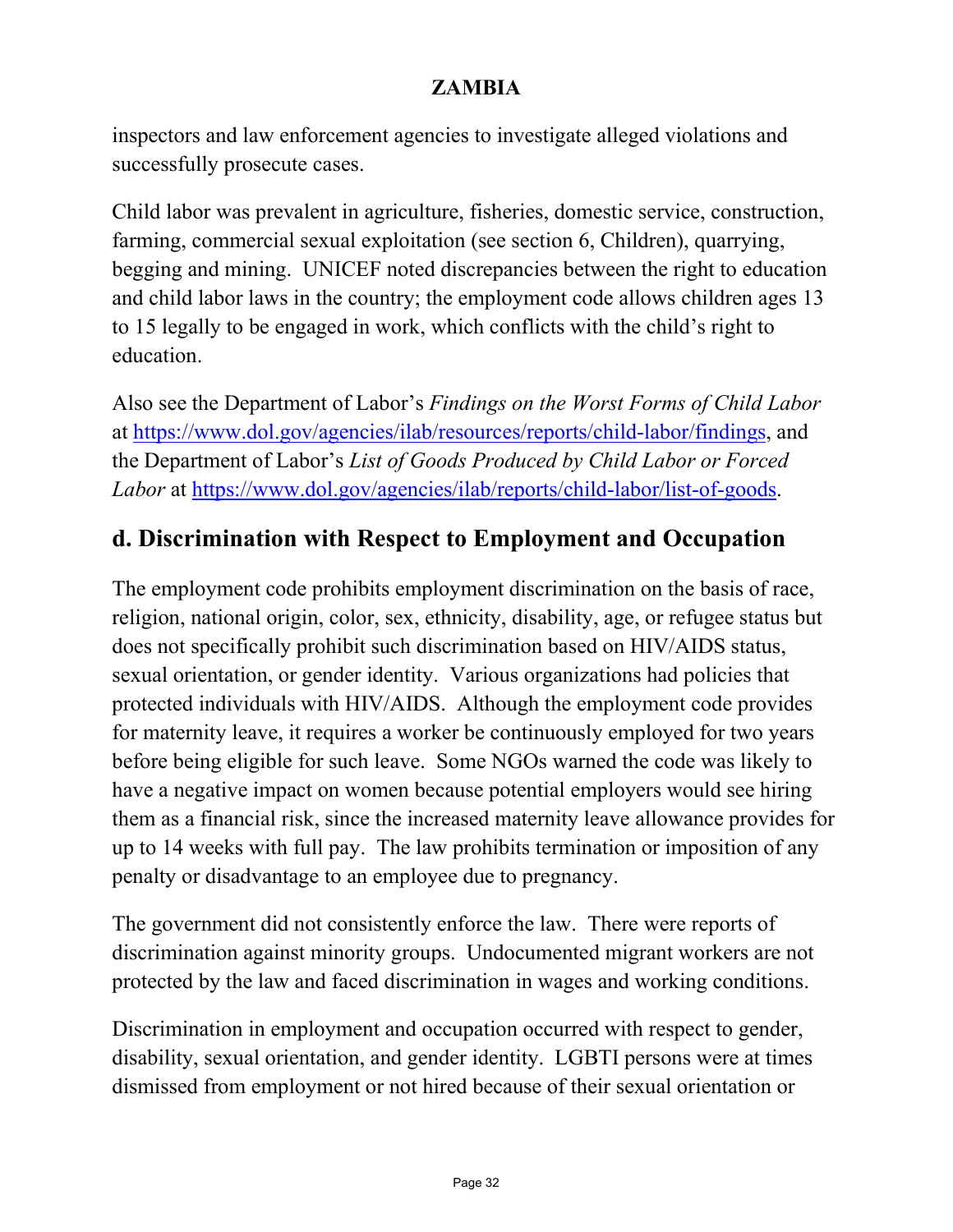inspectors and law enforcement agencies to investigate alleged violations and successfully prosecute cases.

Child labor was prevalent in agriculture, fisheries, domestic service, construction, farming, commercial sexual exploitation (see section 6, Children), quarrying, begging and mining. UNICEF noted discrepancies between the right to education and child labor laws in the country; the employment code allows children ages 13 to 15 legally to be engaged in work, which conflicts with the child's right to education.

Also see the Department of Labor's *Findings on the Worst Forms of Child Labor* at [https://www.dol.gov/agencies/ilab/resources/reports/child-labor/findings](https://www.dol.gov/agencies/ilab/resources/reports/child-labor/findings), and the Department of Labor's *List of Goods Produced by Child Labor or Forced Labor* at [https://www.dol.gov/agencies/ilab/reports/child-labor/list-of-goods](https://www.dol.gov/agencies/ilab/reports/child-labor/list-of-goods).

## d. Discrimination with Respect to Employment and Occupation

The employment code prohibits employment discrimination on the basis of race, religion, national origin, color, sex, ethnicity, disability, age, or refugee status but does not specifically prohibit such discrimination based on HIV/AIDS status, sexual orientation, or gender identity. Various organizations had policies that protected individuals with HIV/AIDS. Although the employment code provides for maternity leave, it requires a worker be continuously employed for two years before being eligible for such leave. Some NGOs warned the code was likely to have a negative impact on women because potential employers would see hiring them as a financial risk, since the increased maternity leave allowance provides for up to 14 weeks with full pay. The law prohibits termination or imposition of any penalty or disadvantage to an employee due to pregnancy.

The government did not consistently enforce the law. There were reports of discrimination against minority groups. Undocumented migrant workers are not protected by the law and faced discrimination in wages and working conditions.

Discrimination in employment and occupation occurred with respect to gender, disability, sexual orientation, and gender identity. LGBTI persons were at times dismissed from employment or not hired because of their sexual orientation or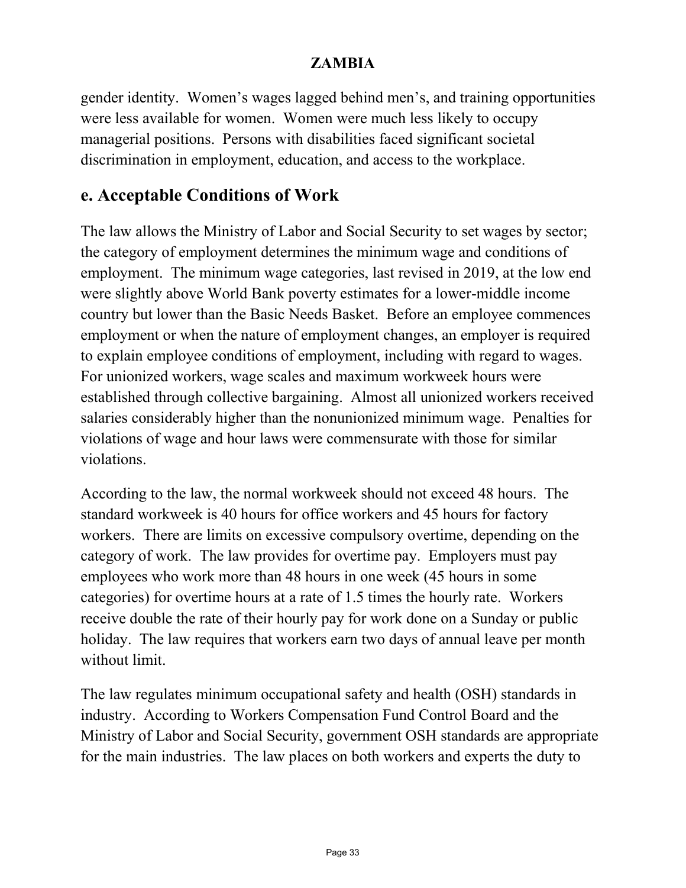gender identity. Women's wages lagged behind men's, and training opportunities were less available for women. Women were much less likely to occupy managerial positions. Persons with disabilities faced significant societal discrimination in employment, education, and access to the workplace.

## e. Acceptable Conditions of Work

The law allows the Ministry of Labor and Social Security to set wages by sector; the category of employment determines the minimum wage and conditions of employment. The minimum wage categories, last revised in 2019, at the low end were slightly above World Bank poverty estimates for a lower-middle income country but lower than the Basic Needs Basket. Before an employee commences employment or when the nature of employment changes, an employer is required to explain employee conditions of employment, including with regard to wages. For unionized workers, wage scales and maximum workweek hours were established through collective bargaining. Almost all unionized workers received salaries considerably higher than the nonunionized minimum wage. Penalties for violations of wage and hour laws were commensurate with those for similar violations.

According to the law, the normal workweek should not exceed 48 hours. The standard workweek is 40 hours for office workers and 45 hours for factory workers. There are limits on excessive compulsory overtime, depending on the category of work. The law provides for overtime pay. Employers must pay employees who work more than 48 hours in one week (45 hours in some categories) for overtime hours at a rate of 1.5 times the hourly rate. Workers receive double the rate of their hourly pay for work done on a Sunday or public holiday. The law requires that workers earn two days of annual leave per month without limit.

The law regulates minimum occupational safety and health (OSH) standards in industry. According to Workers Compensation Fund Control Board and the Ministry of Labor and Social Security, government OSH standards are appropriate for the main industries. The law places on both workers and experts the duty to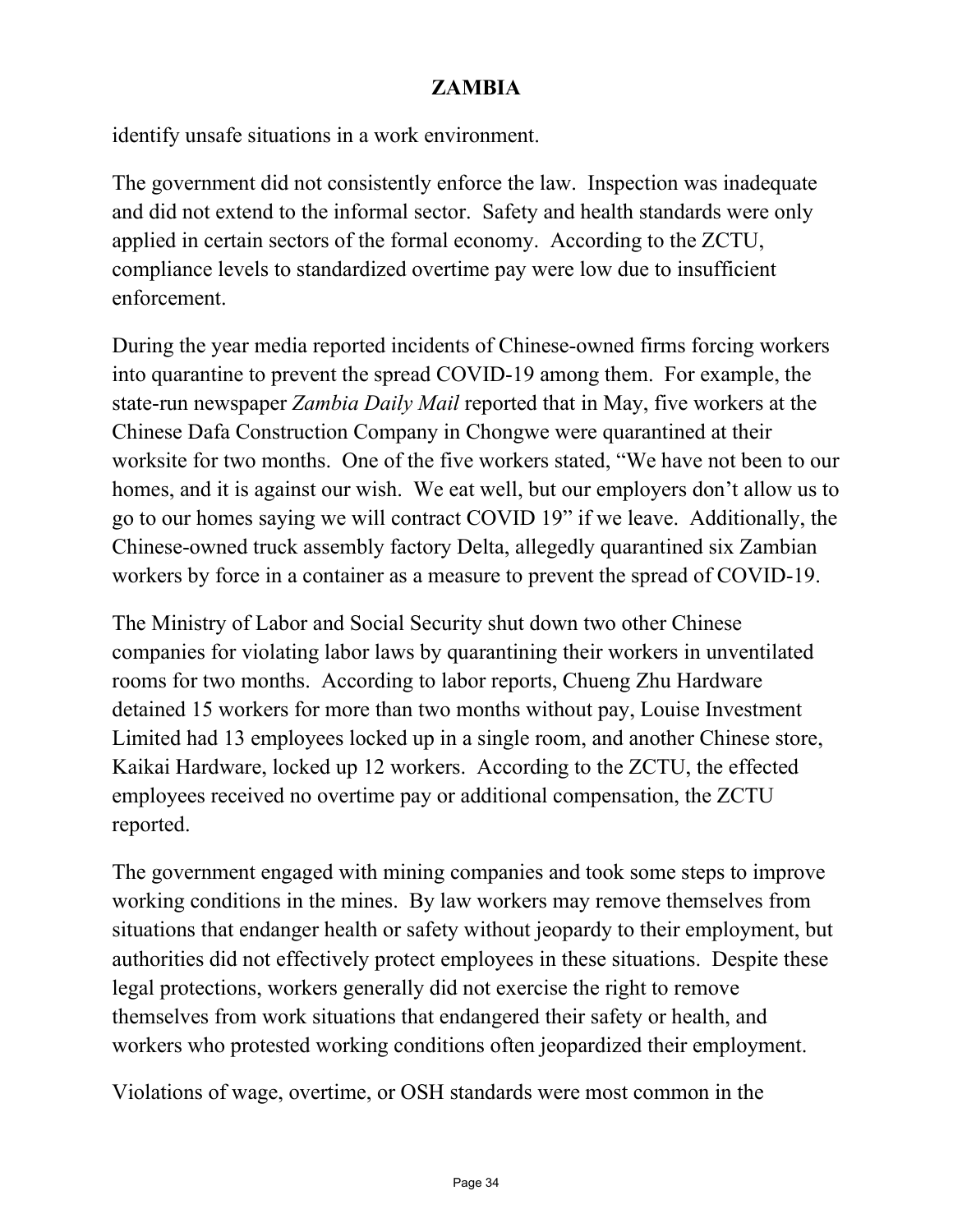identify unsafe situations in a work environment.

The government did not consistently enforce the law. Inspection was inadequate and did not extend to the informal sector. Safety and health standards were only applied in certain sectors of the formal economy. According to the ZCTU, compliance levels to standardized overtime pay were low due to insufficient enforcement.

During the year media reported incidents of Chinese-owned firms forcing workers into quarantine to prevent the spread COVID-19 among them. For example, the state-run newspaper *Zambia Daily Mail* reported that in May, five workers at the Chinese Dafa Construction Company in Chongwe were quarantined at their worksite for two months. One of the five workers stated, "We have not been to our homes, and it is against our wish. We eat well, but our employers don't allow us to go to our homes saying we will contract COVID 19" if we leave. Additionally, the Chinese-owned truck assembly factory Delta, allegedly quarantined six Zambian workers by force in a container as a measure to prevent the spread of COVID-19.

The Ministry of Labor and Social Security shut down two other Chinese companies for violating labor laws by quarantining their workers in unventilated rooms for two months. According to labor reports, Chueng Zhu Hardware detained 15 workers for more than two months without pay, Louise Investment Limited had 13 employees locked up in a single room, and another Chinese store, Kaikai Hardware, locked up 12 workers. According to the ZCTU, the effected employees received no overtime pay or additional compensation, the ZCTU reported.

The government engaged with mining companies and took some steps to improve working conditions in the mines. By law workers may remove themselves from situations that endanger health or safety without jeopardy to their employment, but authorities did not effectively protect employees in these situations. Despite these legal protections, workers generally did not exercise the right to remove themselves from work situations that endangered their safety or health, and workers who protested working conditions often jeopardized their employment.

Violations of wage, overtime, or OSH standards were most common in the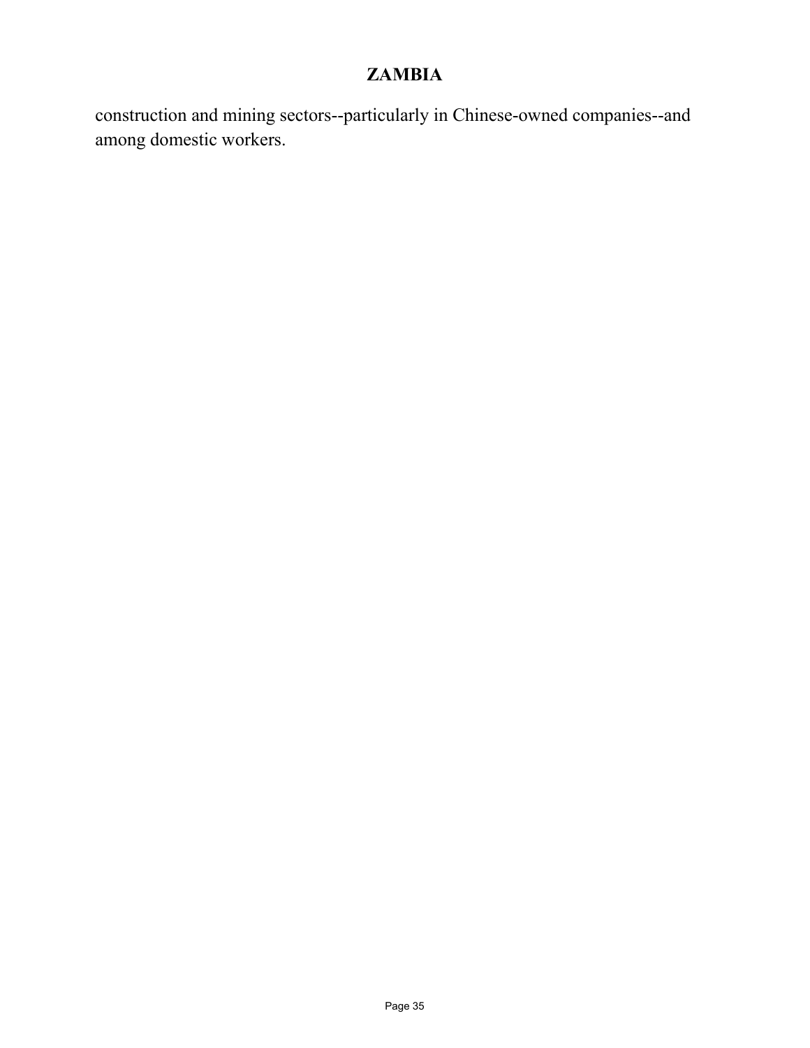construction and mining sectors--particularly in Chinese-owned companies--and among domestic workers.